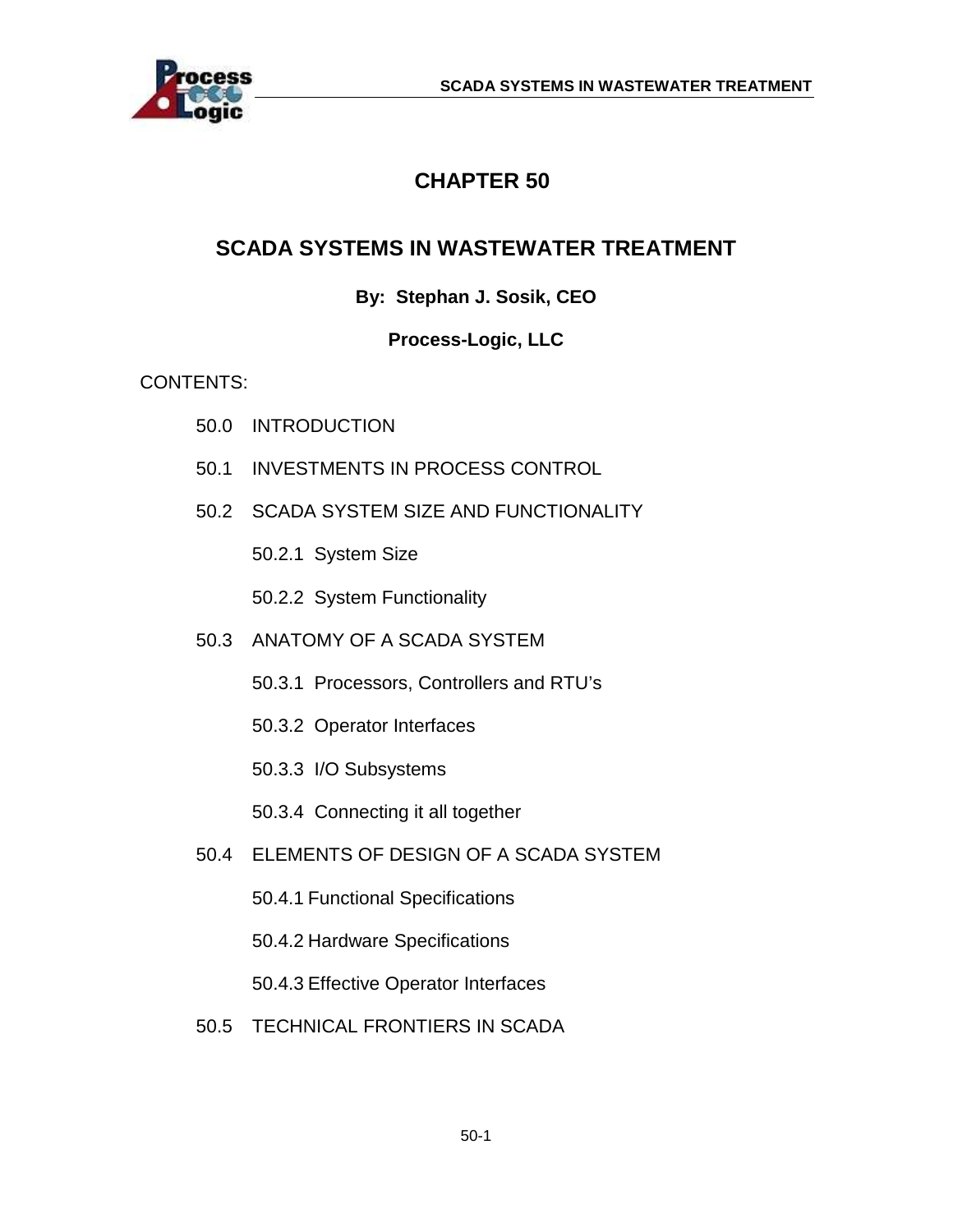# CHAPTER 50

## SCADA SYSTEMS IN WASTEWATER TREATMENT

**By: Stephan J. Sosik, CEO**

**Process-Logic, LLC**

CONTENTS:

- 50.0 INTRODUCTION
- 50.1 INVESTMENTS IN PROCESS CONTROL
- 50.2 SCADA SYSTEM SIZE AND FUNCTIONALITY
  - 50.2.1 System Size
  - 50.2.2 System Functionality
- 50.3 ANATOMY OF A SCADA SYSTEM
  - 50.3.1 Processors, Controllers and RTU's
  - 50.3.2 Operator Interfaces
  - 50.3.3 I/O Subsystems
  - 50.3.4 Connecting it all together
- 50.4 ELEMENTS OF DESIGN OF A SCADA SYSTEM
  - 50.4.1 Functional Specifications
  - 50.4.2 Hardware Specifications
  - 50.4.3 Effective Operator Interfaces
- 50.5 TECHNICAL FRONTIERS IN SCADA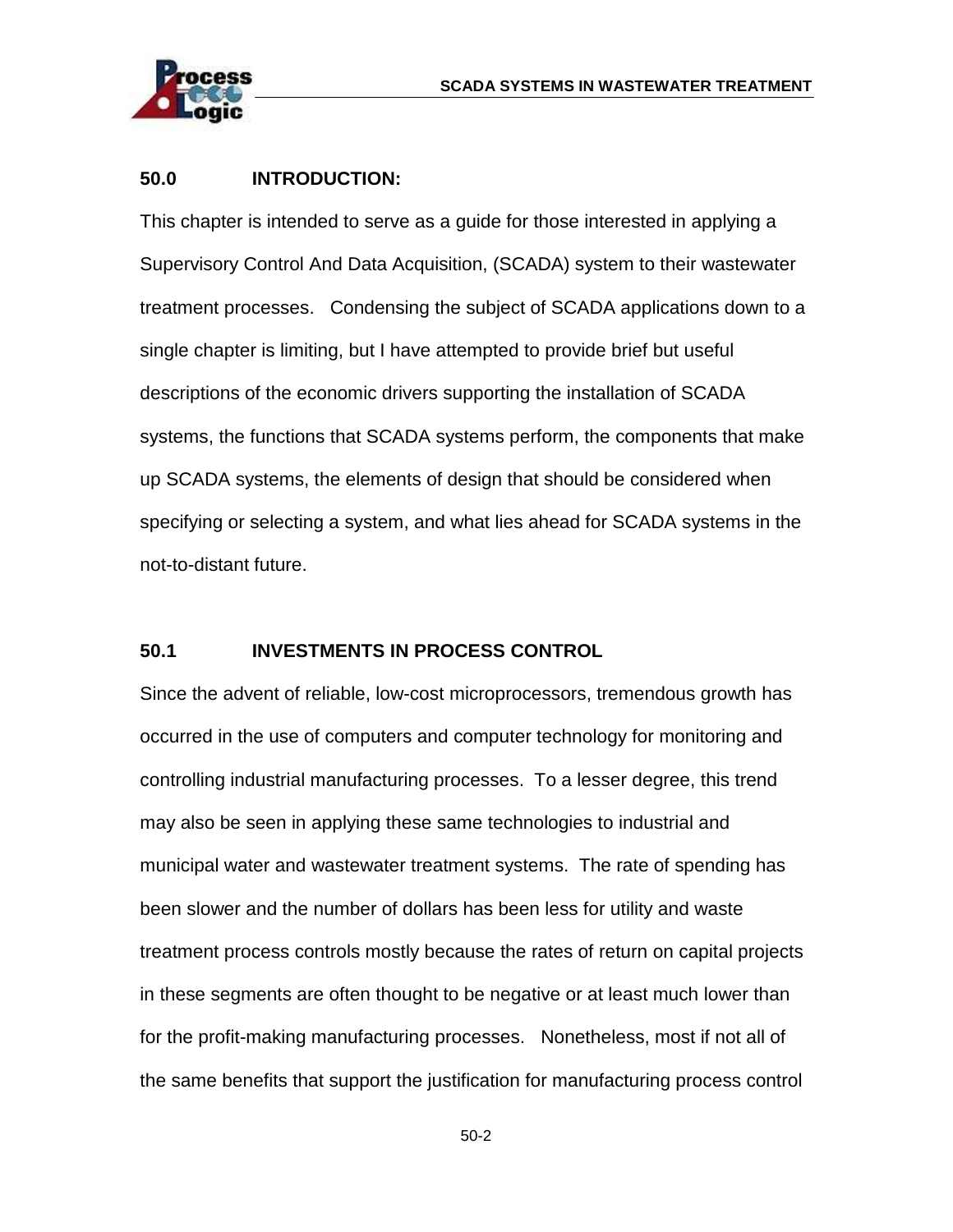## 50.0 INTRODUCTION:

This chapter is intended to serve as a guide for those interested in applying a Supervisory Control And Data Acquisition, (SCADA) system to their wastewater treatment processes. Condensing the subject of SCADA applications down to a single chapter is limiting, but I have attempted to provide brief but useful descriptions of the economic drivers supporting the installation of SCADA systems, the functions that SCADA systems perform, the components that make up SCADA systems, the elements of design that should be considered when specifying or selecting a system, and what lies ahead for SCADA systems in the not-to-distant future.

## 50.1 INVESTMENTS IN PROCESS CONTROL

Since the advent of reliable, low-cost microprocessors, tremendous growth has occurred in the use of computers and computer technology for monitoring and controlling industrial manufacturing processes. To a lesser degree, this trend may also be seen in applying these same technologies to industrial and municipal water and wastewater treatment systems. The rate of spending has been slower and the number of dollars has been less for utility and waste treatment process controls mostly because the rates of return on capital projects in these segments are often thought to be negative or at least much lower than for the profit-making manufacturing processes. Nonetheless, most if not all of the same benefits that support the justification for manufacturing process control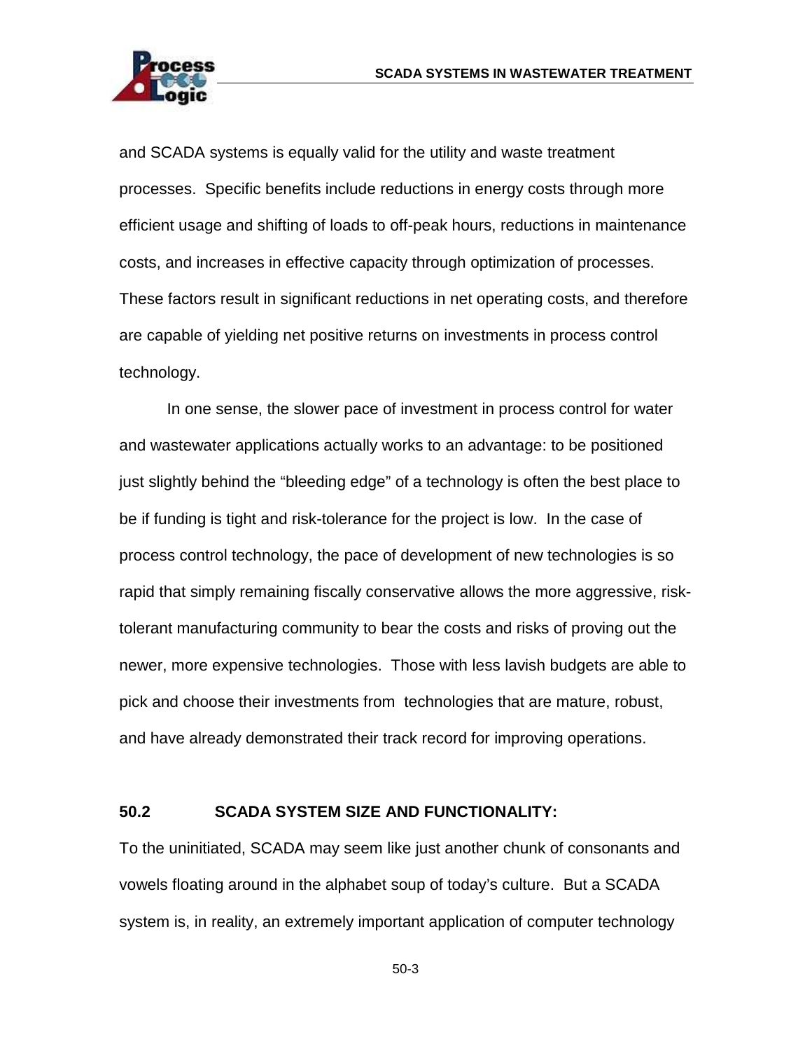and SCADA systems is equally valid for the utility and waste treatment processes. Specific benefits include reductions in energy costs through more efficient usage and shifting of loads to off-peak hours, reductions in maintenance costs, and increases in effective capacity through optimization of processes. These factors result in significant reductions in net operating costs, and therefore are capable of yielding net positive returns on investments in process control technology.

In one sense, the slower pace of investment in process control for water and wastewater applications actually works to an advantage: to be positioned just slightly behind the "bleeding edge" of a technology is often the best place to be if funding is tight and risk-tolerance for the project is low. In the case of process control technology, the pace of development of new technologies is so rapid that simply remaining fiscally conservative allows the more aggressive, risk-tolerant manufacturing community to bear the costs and risks of proving out the newer, more expensive technologies. Those with less lavish budgets are able to pick and choose their investments from technologies that are mature, robust, and have already demonstrated their track record for improving operations.

## 50.2 SCADA SYSTEM SIZE AND FUNCTIONALITY:

To the uninitiated, SCADA may seem like just another chunk of consonants and vowels floating around in the alphabet soup of today's culture. But a SCADA system is, in reality, an extremely important application of computer technology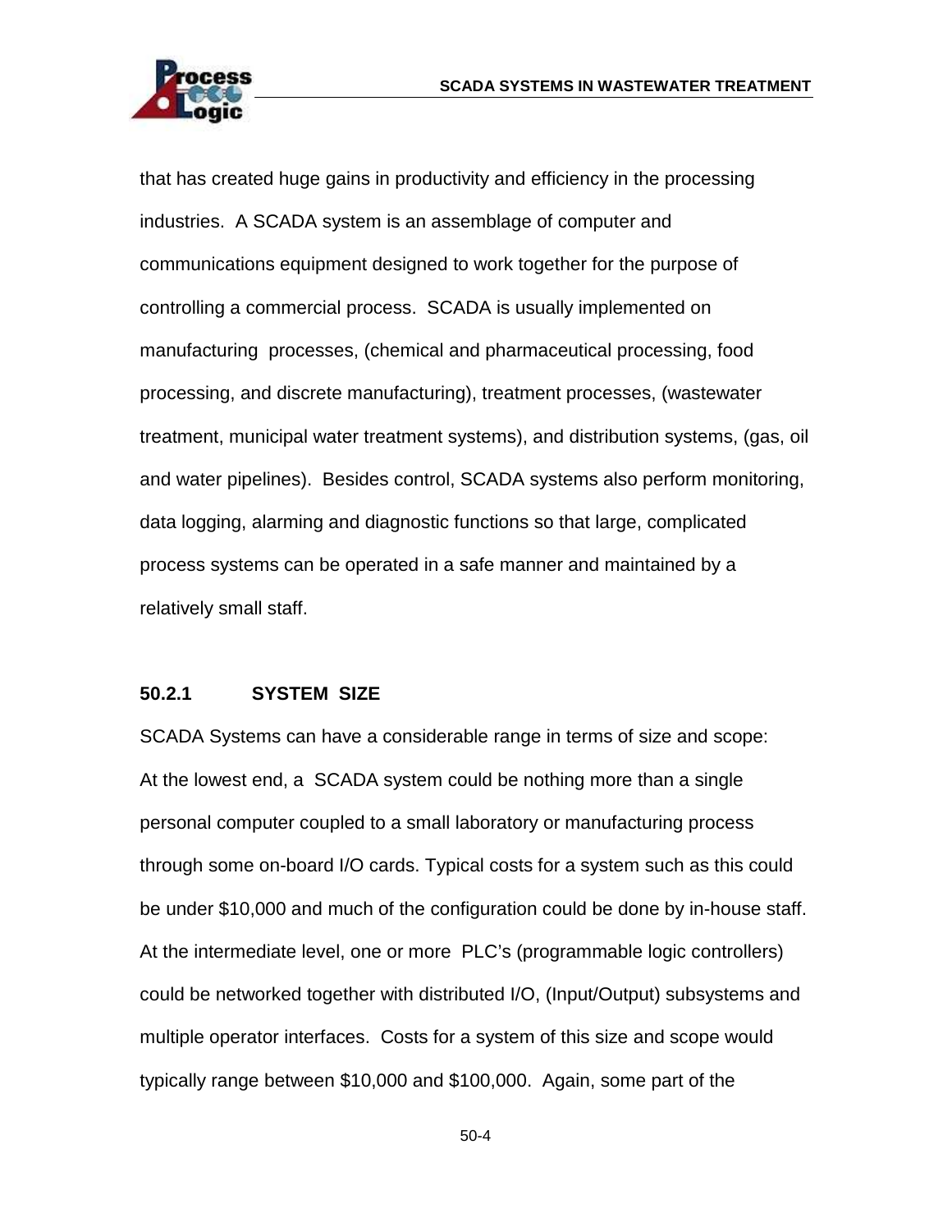that has created huge gains in productivity and efficiency in the processing industries. A SCADA system is an assemblage of computer and communications equipment designed to work together for the purpose of controlling a commercial process. SCADA is usually implemented on manufacturing processes, (chemical and pharmaceutical processing, food processing, and discrete manufacturing), treatment processes, (wastewater treatment, municipal water treatment systems), and distribution systems, (gas, oil and water pipelines). Besides control, SCADA systems also perform monitoring, data logging, alarming and diagnostic functions so that large, complicated process systems can be operated in a safe manner and maintained by a relatively small staff.

### 50.2.1 SYSTEM SIZE

SCADA Systems can have a considerable range in terms of size and scope: At the lowest end, a SCADA system could be nothing more than a single personal computer coupled to a small laboratory or manufacturing process through some on-board I/O cards. Typical costs for a system such as this could be under $10,000 and much of the configuration could be done by in-house staff. At the intermediate level, one or more PLC's (programmable logic controllers) could be networked together with distributed I/O, (Input/Output) subsystems and multiple operator interfaces. Costs for a system of this size and scope would typically range between $10,000 and $100,000. Again, some part of the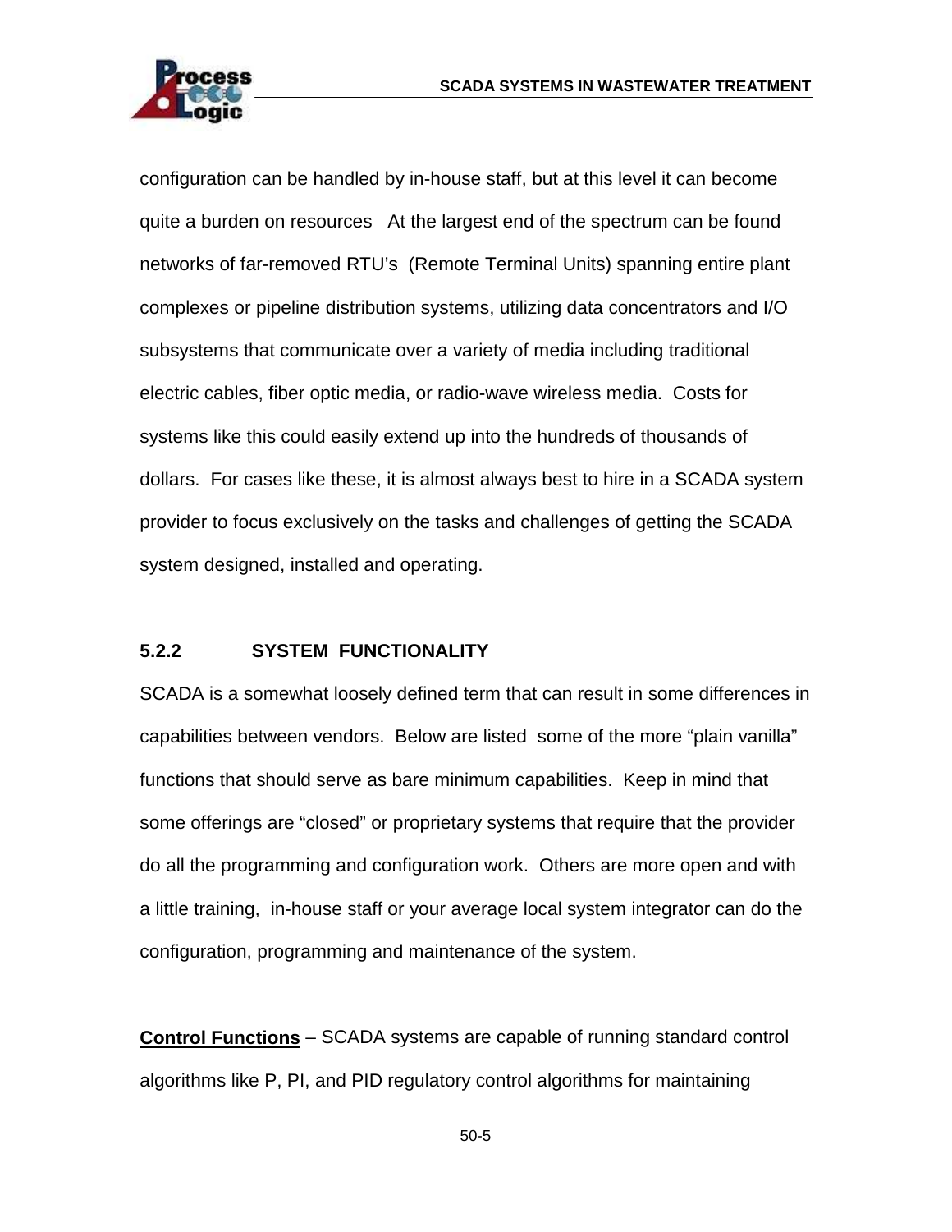configuration can be handled by in-house staff, but at this level it can become quite a burden on resources At the largest end of the spectrum can be found networks of far-removed RTU's (Remote Terminal Units) spanning entire plant complexes or pipeline distribution systems, utilizing data concentrators and I/O subsystems that communicate over a variety of media including traditional electric cables, fiber optic media, or radio-wave wireless media. Costs for systems like this could easily extend up into the hundreds of thousands of dollars. For cases like these, it is almost always best to hire in a SCADA system provider to focus exclusively on the tasks and challenges of getting the SCADA system designed, installed and operating.

### 5.2.2 SYSTEM FUNCTIONALITY

SCADA is a somewhat loosely defined term that can result in some differences in capabilities between vendors. Below are listed some of the more "plain vanilla" functions that should serve as bare minimum capabilities. Keep in mind that some offerings are "closed" or proprietary systems that require that the provider do all the programming and configuration work. Others are more open and with a little training, in-house staff or your average local system integrator can do the configuration, programming and maintenance of the system.

**Control Functions** – SCADA systems are capable of running standard control algorithms like P, PI, and PID regulatory control algorithms for maintaining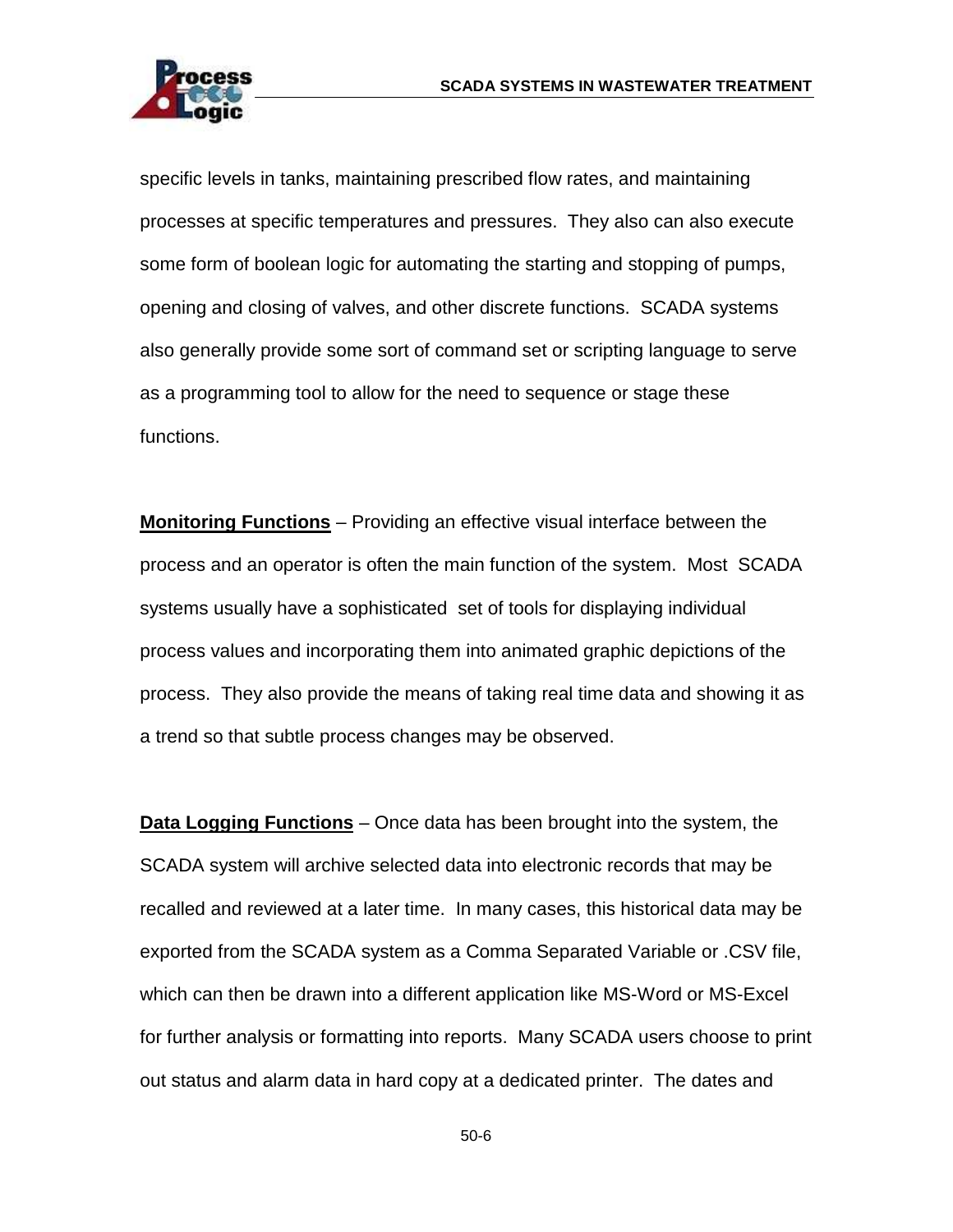specific levels in tanks, maintaining prescribed flow rates, and maintaining processes at specific temperatures and pressures. They also can also execute some form of boolean logic for automating the starting and stopping of pumps, opening and closing of valves, and other discrete functions. SCADA systems also generally provide some sort of command set or scripting language to serve as a programming tool to allow for the need to sequence or stage these functions.

**Monitoring Functions** – Providing an effective visual interface between the process and an operator is often the main function of the system. Most SCADA systems usually have a sophisticated set of tools for displaying individual process values and incorporating them into animated graphic depictions of the process. They also provide the means of taking real time data and showing it as a trend so that subtle process changes may be observed.

**Data Logging Functions** – Once data has been brought into the system, the SCADA system will archive selected data into electronic records that may be recalled and reviewed at a later time. In many cases, this historical data may be exported from the SCADA system as a Comma Separated Variable or .CSV file, which can then be drawn into a different application like MS-Word or MS-Excel for further analysis or formatting into reports. Many SCADA users choose to print out status and alarm data in hard copy at a dedicated printer. The dates and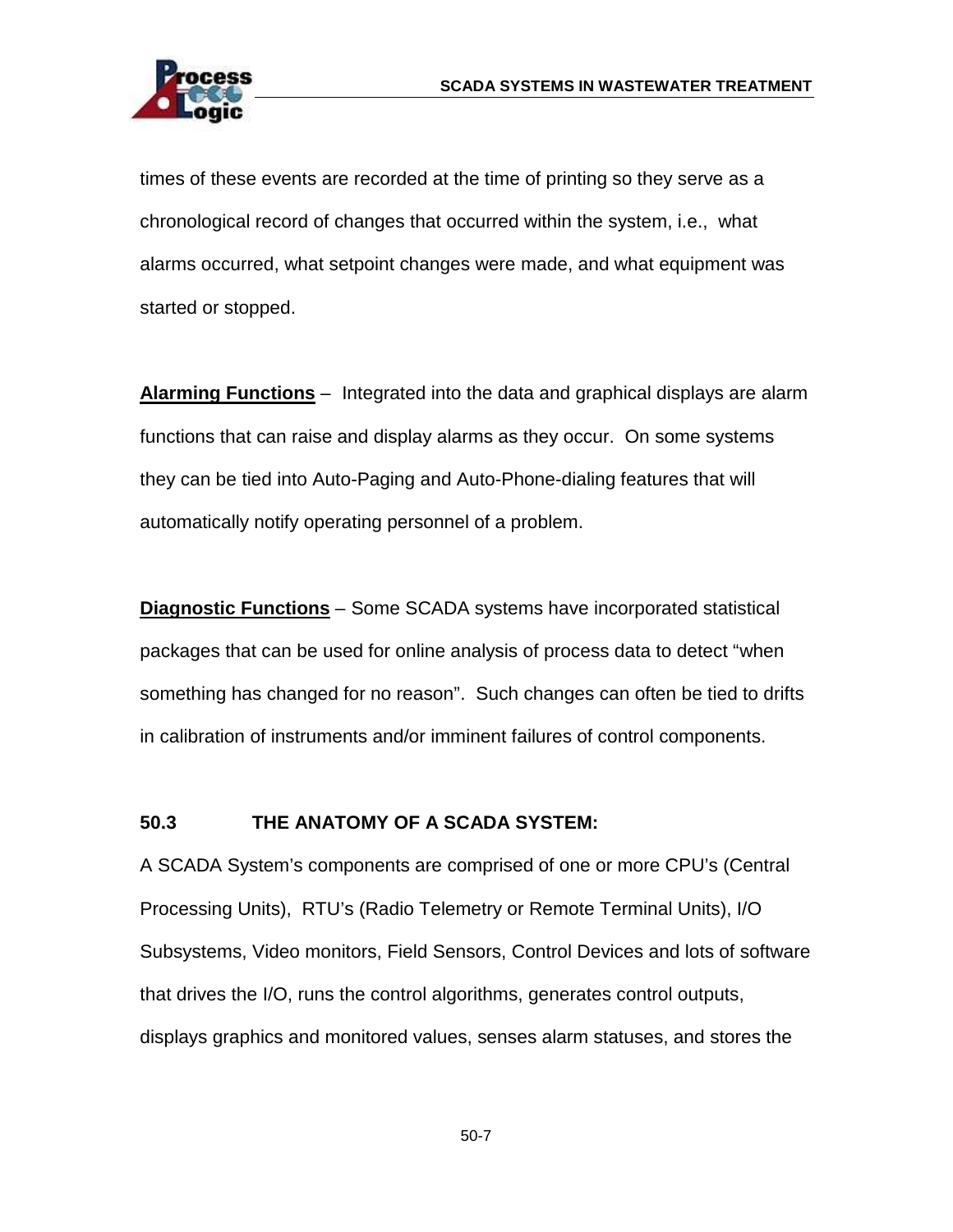times of these events are recorded at the time of printing so they serve as a chronological record of changes that occurred within the system, i.e., what alarms occurred, what setpoint changes were made, and what equipment was started or stopped.

**Alarming Functions** – Integrated into the data and graphical displays are alarm functions that can raise and display alarms as they occur. On some systems they can be tied into Auto-Paging and Auto-Phone-dialing features that will automatically notify operating personnel of a problem.

**Diagnostic Functions** – Some SCADA systems have incorporated statistical packages that can be used for online analysis of process data to detect "when something has changed for no reason". Such changes can often be tied to drifts in calibration of instruments and/or imminent failures of control components.

## 50.3 THE ANATOMY OF A SCADA SYSTEM:

A SCADA System's components are comprised of one or more CPU's (Central Processing Units), RTU's (Radio Telemetry or Remote Terminal Units), I/O Subsystems, Video monitors, Field Sensors, Control Devices and lots of software that drives the I/O, runs the control algorithms, generates control outputs, displays graphics and monitored values, senses alarm statuses, and stores the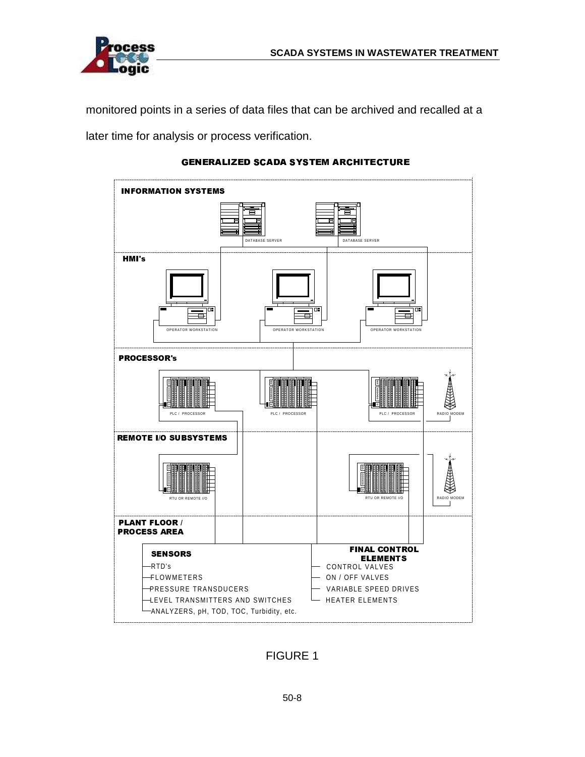monitored points in a series of data files that can be archived and recalled at a later time for analysis or process verification.

**GENERALIZED SCADA SYSTEM ARCHITECTURE**

**INFORMATION SYSTEMS**

DATABASE SERVER

DATABASE SERVER

**HMI's**

OPERATOR WORKSTATION

OPERATOR WORKSTATION

OPERATOR WORKSTATION

**PROCESSOR's**

PLC / PROCESSOR

PLC / PROCESSOR

PLC / PROCESSOR

RADIO MODEM

**REMOTE I/O SUBSYSTEMS**

RTU OR REMOTE I/O

RTU OR REMOTE I/O

RADIO MODEM

**PLANT FLOOR / PROCESS AREA**

**SENSORS**

- RTD's
- FLOWMETERS
- PRESSURE TRANSDUCERS
- LEVEL TRANSMITTERS AND SWITCHES
- ANALYZERS, pH, TOD, TOC, Turbidity, etc.

**FINAL CONTROL ELEMENTS**

- CONTROL VALVES
- ON / OFF VALVES
- VARIABLE SPEED DRIVES
- HEATER ELEMENTS

FIGURE 1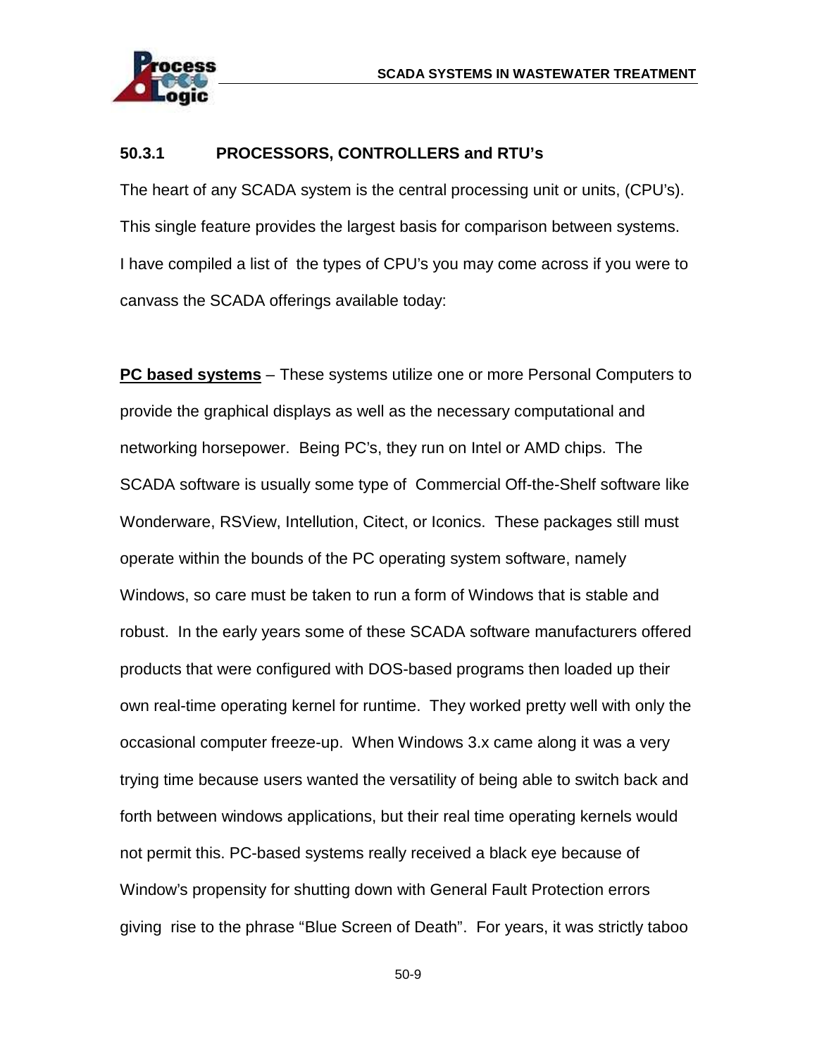### 50.3.1 PROCESSORS, CONTROLLERS and RTU's

The heart of any SCADA system is the central processing unit or units, (CPU's). This single feature provides the largest basis for comparison between systems. I have compiled a list of the types of CPU's you may come across if you were to canvass the SCADA offerings available today:

**PC based systems** – These systems utilize one or more Personal Computers to provide the graphical displays as well as the necessary computational and networking horsepower. Being PC's, they run on Intel or AMD chips. The SCADA software is usually some type of Commercial Off-the-Shelf software like Wonderware, RSView, Intellution, Citect, or Iconics. These packages still must operate within the bounds of the PC operating system software, namely Windows, so care must be taken to run a form of Windows that is stable and robust. In the early years some of these SCADA software manufacturers offered products that were configured with DOS-based programs then loaded up their own real-time operating kernel for runtime. They worked pretty well with only the occasional computer freeze-up. When Windows 3.x came along it was a very trying time because users wanted the versatility of being able to switch back and forth between windows applications, but their real time operating kernels would not permit this. PC-based systems really received a black eye because of Window's propensity for shutting down with General Fault Protection errors giving rise to the phrase "Blue Screen of Death". For years, it was strictly taboo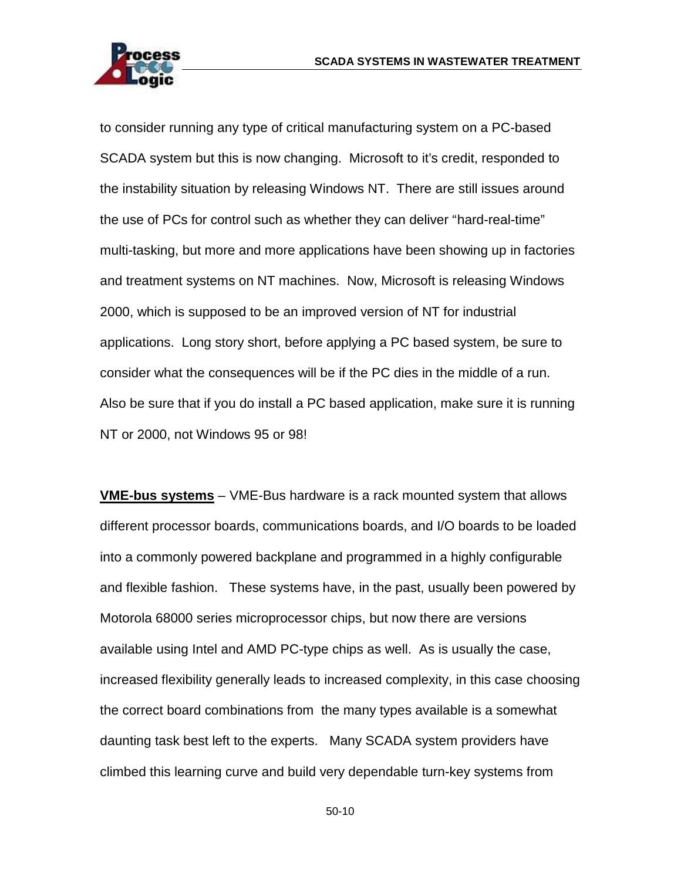to consider running any type of critical manufacturing system on a PC-based SCADA system but this is now changing. Microsoft to it's credit, responded to the instability situation by releasing Windows NT. There are still issues around the use of PCs for control such as whether they can deliver "hard-real-time" multi-tasking, but more and more applications have been showing up in factories and treatment systems on NT machines. Now, Microsoft is releasing Windows 2000, which is supposed to be an improved version of NT for industrial applications. Long story short, before applying a PC based system, be sure to consider what the consequences will be if the PC dies in the middle of a run. Also be sure that if you do install a PC based application, make sure it is running NT or 2000, not Windows 95 or 98!

**VME-bus systems** – VME-Bus hardware is a rack mounted system that allows different processor boards, communications boards, and I/O boards to be loaded into a commonly powered backplane and programmed in a highly configurable and flexible fashion. These systems have, in the past, usually been powered by Motorola 68000 series microprocessor chips, but now there are versions available using Intel and AMD PC-type chips as well. As is usually the case, increased flexibility generally leads to increased complexity, in this case choosing the correct board combinations from the many types available is a somewhat daunting task best left to the experts. Many SCADA system providers have climbed this learning curve and build very dependable turn-key systems from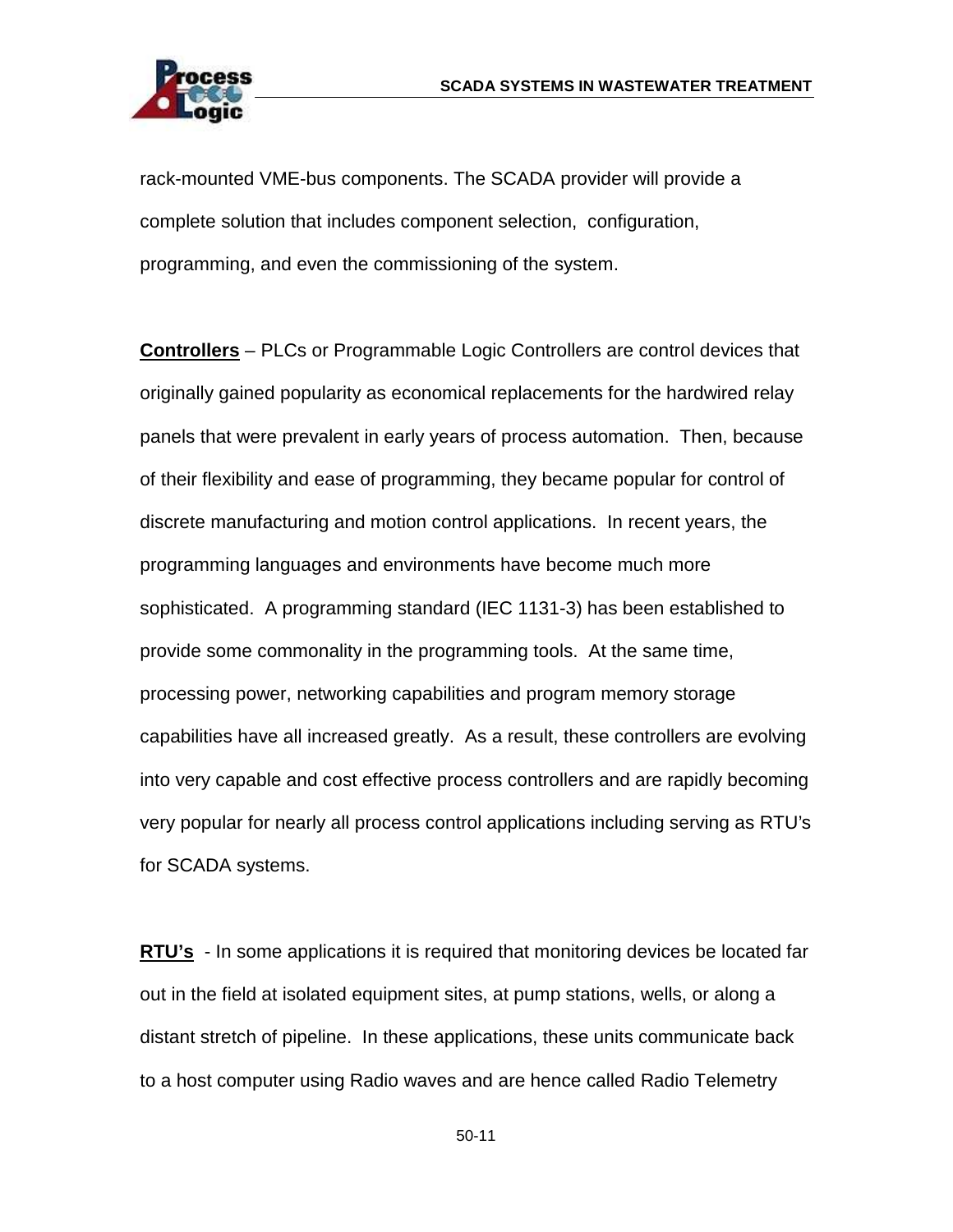rack-mounted VME-bus components. The SCADA provider will provide a complete solution that includes component selection, configuration, programming, and even the commissioning of the system.

**<u>Controllers</u>** – PLCs or Programmable Logic Controllers are control devices that originally gained popularity as economical replacements for the hardwired relay panels that were prevalent in early years of process automation. Then, because of their flexibility and ease of programming, they became popular for control of discrete manufacturing and motion control applications. In recent years, the programming languages and environments have become much more sophisticated. A programming standard (IEC 1131-3) has been established to provide some commonality in the programming tools. At the same time, processing power, networking capabilities and program memory storage capabilities have all increased greatly. As a result, these controllers are evolving into very capable and cost effective process controllers and are rapidly becoming very popular for nearly all process control applications including serving as RTU's for SCADA systems.

**<u>RTU's</u>** - In some applications it is required that monitoring devices be located far out in the field at isolated equipment sites, at pump stations, wells, or along a distant stretch of pipeline. In these applications, these units communicate back to a host computer using Radio waves and are hence called Radio Telemetry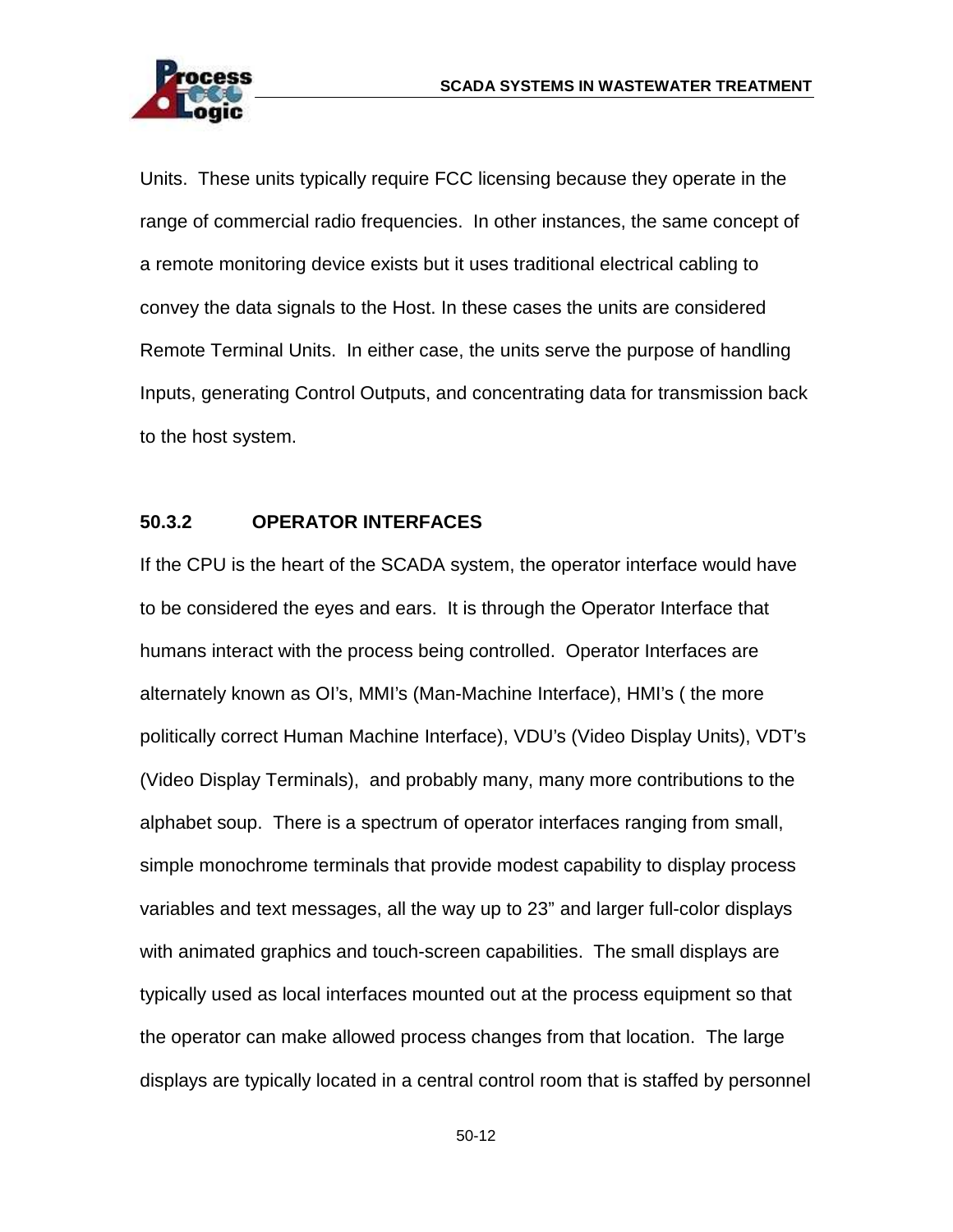Units. These units typically require FCC licensing because they operate in the range of commercial radio frequencies. In other instances, the same concept of a remote monitoring device exists but it uses traditional electrical cabling to convey the data signals to the Host. In these cases the units are considered Remote Terminal Units. In either case, the units serve the purpose of handling Inputs, generating Control Outputs, and concentrating data for transmission back to the host system.

### 50.3.2 OPERATOR INTERFACES

If the CPU is the heart of the SCADA system, the operator interface would have to be considered the eyes and ears. It is through the Operator Interface that humans interact with the process being controlled. Operator Interfaces are alternately known as OI's, MMI's (Man-Machine Interface), HMI's ( the more politically correct Human Machine Interface), VDU's (Video Display Units), VDT's (Video Display Terminals), and probably many, many more contributions to the alphabet soup. There is a spectrum of operator interfaces ranging from small, simple monochrome terminals that provide modest capability to display process variables and text messages, all the way up to 23" and larger full-color displays with animated graphics and touch-screen capabilities. The small displays are typically used as local interfaces mounted out at the process equipment so that the operator can make allowed process changes from that location. The large displays are typically located in a central control room that is staffed by personnel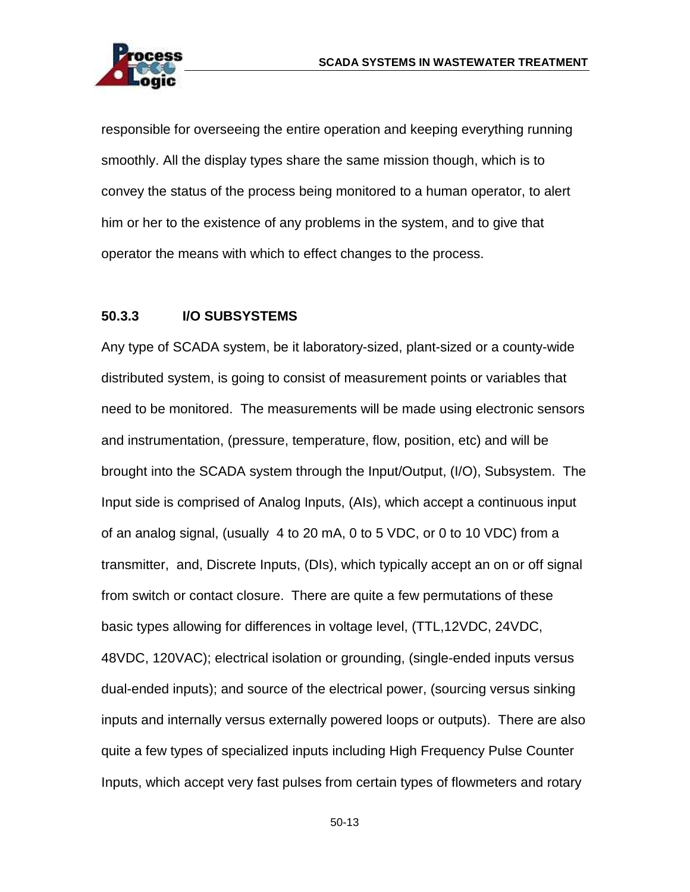responsible for overseeing the entire operation and keeping everything running smoothly. All the display types share the same mission though, which is to convey the status of the process being monitored to a human operator, to alert him or her to the existence of any problems in the system, and to give that operator the means with which to effect changes to the process.

### 50.3.3 I/O SUBSYSTEMS

Any type of SCADA system, be it laboratory-sized, plant-sized or a county-wide distributed system, is going to consist of measurement points or variables that need to be monitored. The measurements will be made using electronic sensors and instrumentation, (pressure, temperature, flow, position, etc) and will be brought into the SCADA system through the Input/Output, (I/O), Subsystem. The Input side is comprised of Analog Inputs, (AIs), which accept a continuous input of an analog signal, (usually 4 to 20 mA, 0 to 5 VDC, or 0 to 10 VDC) from a transmitter, and, Discrete Inputs, (DIs), which typically accept an on or off signal from switch or contact closure. There are quite a few permutations of these basic types allowing for differences in voltage level, (TTL,12VDC, 24VDC, 48VDC, 120VAC); electrical isolation or grounding, (single-ended inputs versus dual-ended inputs); and source of the electrical power, (sourcing versus sinking inputs and internally versus externally powered loops or outputs). There are also quite a few types of specialized inputs including High Frequency Pulse Counter Inputs, which accept very fast pulses from certain types of flowmeters and rotary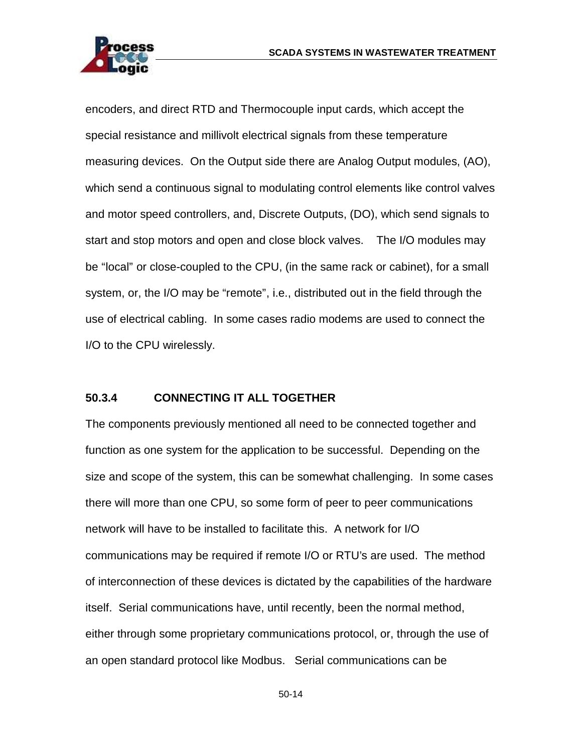encoders, and direct RTD and Thermocouple input cards, which accept the special resistance and millivolt electrical signals from these temperature measuring devices. On the Output side there are Analog Output modules, (AO), which send a continuous signal to modulating control elements like control valves and motor speed controllers, and, Discrete Outputs, (DO), which send signals to start and stop motors and open and close block valves. The I/O modules may be "local" or close-coupled to the CPU, (in the same rack or cabinet), for a small system, or, the I/O may be "remote", i.e., distributed out in the field through the use of electrical cabling. In some cases radio modems are used to connect the I/O to the CPU wirelessly.

### 50.3.4 CONNECTING IT ALL TOGETHER

The components previously mentioned all need to be connected together and function as one system for the application to be successful. Depending on the size and scope of the system, this can be somewhat challenging. In some cases there will more than one CPU, so some form of peer to peer communications network will have to be installed to facilitate this. A network for I/O communications may be required if remote I/O or RTU's are used. The method of interconnection of these devices is dictated by the capabilities of the hardware itself. Serial communications have, until recently, been the normal method, either through some proprietary communications protocol, or, through the use of an open standard protocol like Modbus. Serial communications can be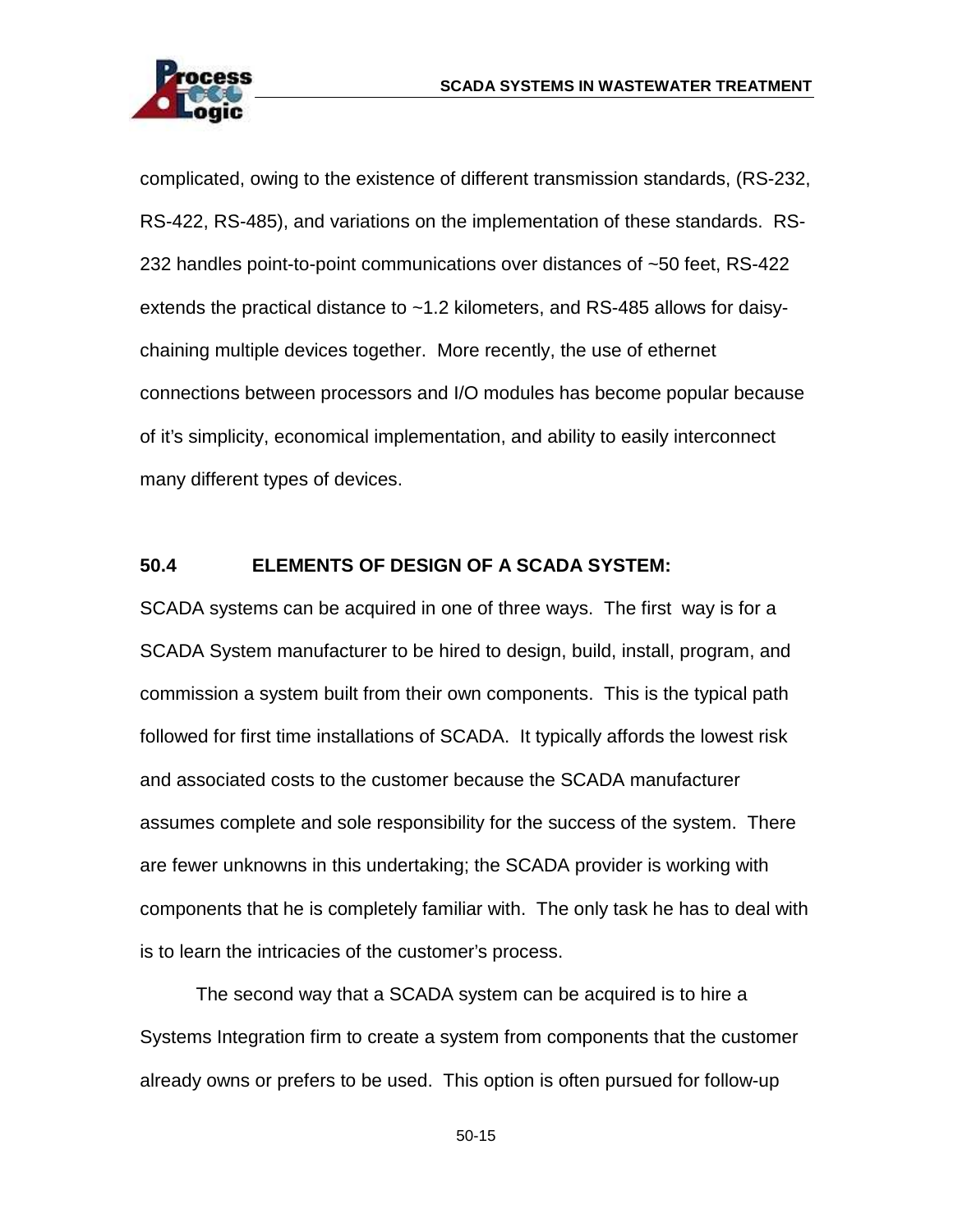complicated, owing to the existence of different transmission standards, (RS-232, RS-422, RS-485), and variations on the implementation of these standards. RS-232 handles point-to-point communications over distances of ~50 feet, RS-422 extends the practical distance to ~1.2 kilometers, and RS-485 allows for daisy-chaining multiple devices together. More recently, the use of ethernet connections between processors and I/O modules has become popular because of it's simplicity, economical implementation, and ability to easily interconnect many different types of devices.

## 50.4 ELEMENTS OF DESIGN OF A SCADA SYSTEM:

SCADA systems can be acquired in one of three ways. The first way is for a SCADA System manufacturer to be hired to design, build, install, program, and commission a system built from their own components. This is the typical path followed for first time installations of SCADA. It typically affords the lowest risk and associated costs to the customer because the SCADA manufacturer assumes complete and sole responsibility for the success of the system. There are fewer unknowns in this undertaking; the SCADA provider is working with components that he is completely familiar with. The only task he has to deal with is to learn the intricacies of the customer's process.

The second way that a SCADA system can be acquired is to hire a Systems Integration firm to create a system from components that the customer already owns or prefers to be used. This option is often pursued for follow-up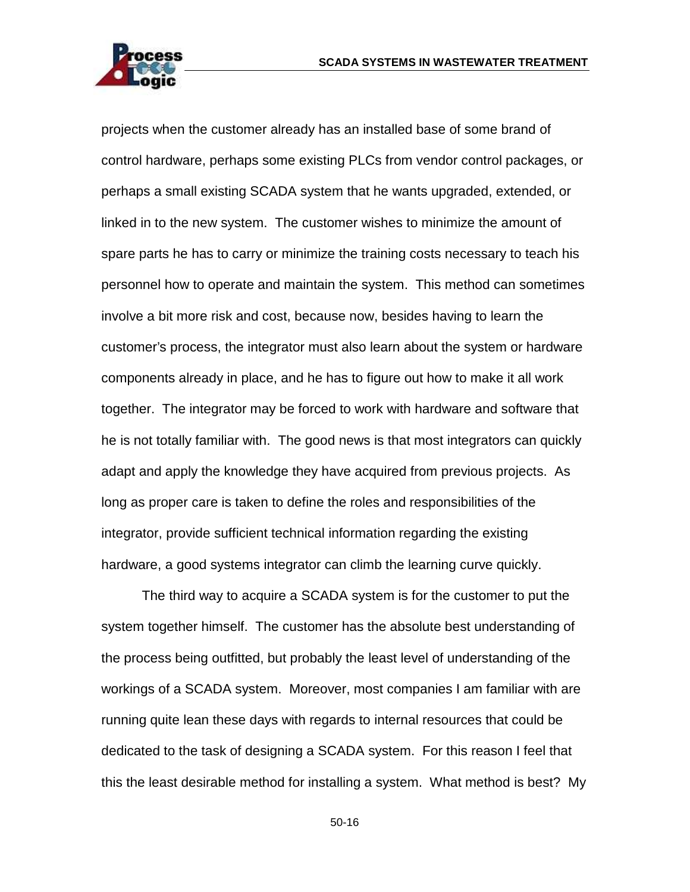projects when the customer already has an installed base of some brand of control hardware, perhaps some existing PLCs from vendor control packages, or perhaps a small existing SCADA system that he wants upgraded, extended, or linked in to the new system. The customer wishes to minimize the amount of spare parts he has to carry or minimize the training costs necessary to teach his personnel how to operate and maintain the system. This method can sometimes involve a bit more risk and cost, because now, besides having to learn the customer's process, the integrator must also learn about the system or hardware components already in place, and he has to figure out how to make it all work together. The integrator may be forced to work with hardware and software that he is not totally familiar with. The good news is that most integrators can quickly adapt and apply the knowledge they have acquired from previous projects. As long as proper care is taken to define the roles and responsibilities of the integrator, provide sufficient technical information regarding the existing hardware, a good systems integrator can climb the learning curve quickly.

The third way to acquire a SCADA system is for the customer to put the system together himself. The customer has the absolute best understanding of the process being outfitted, but probably the least level of understanding of the workings of a SCADA system. Moreover, most companies I am familiar with are running quite lean these days with regards to internal resources that could be dedicated to the task of designing a SCADA system. For this reason I feel that this the least desirable method for installing a system. What method is best? My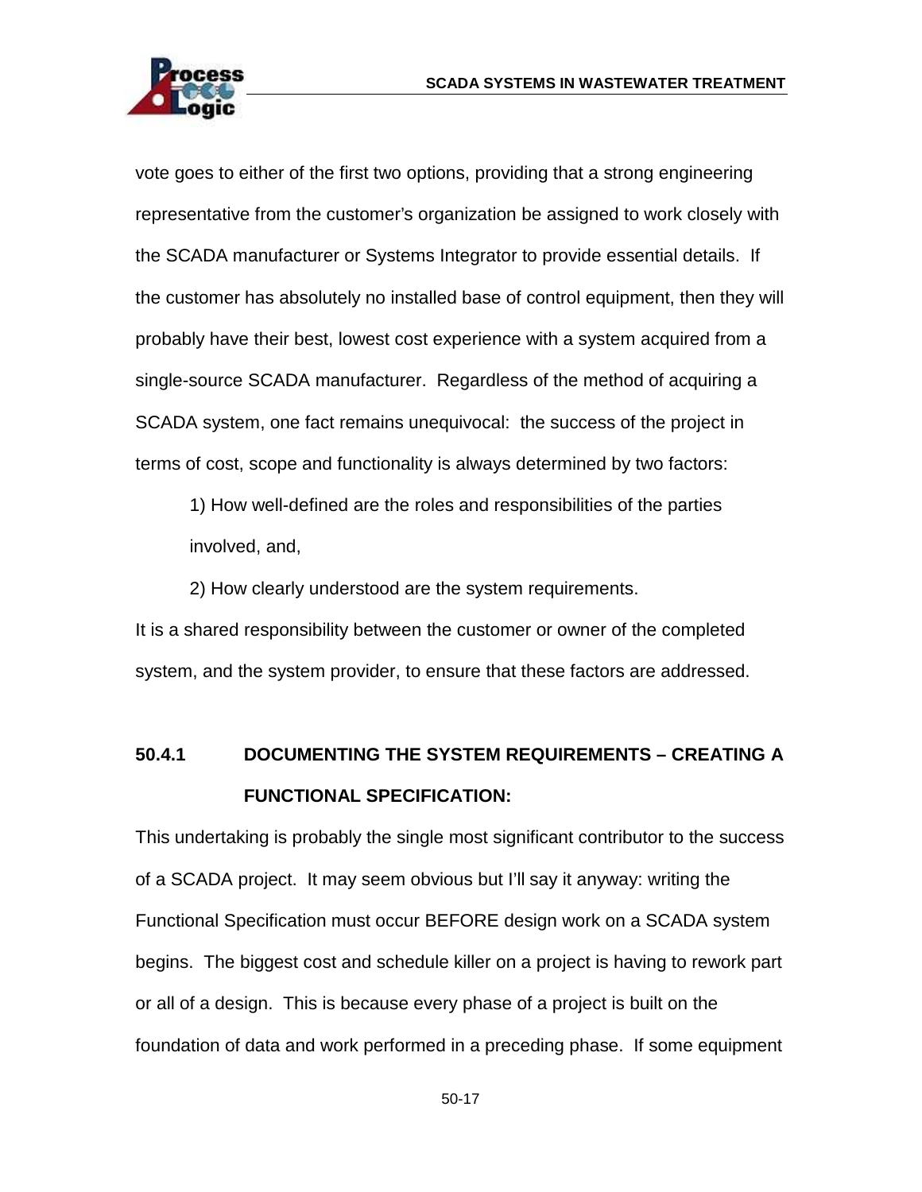vote goes to either of the first two options, providing that a strong engineering representative from the customer's organization be assigned to work closely with the SCADA manufacturer or Systems Integrator to provide essential details. If the customer has absolutely no installed base of control equipment, then they will probably have their best, lowest cost experience with a system acquired from a single-source SCADA manufacturer. Regardless of the method of acquiring a SCADA system, one fact remains unequivocal: the success of the project in terms of cost, scope and functionality is always determined by two factors:

1) How well-defined are the roles and responsibilities of the parties involved, and,

2) How clearly understood are the system requirements.

It is a shared responsibility between the customer or owner of the completed system, and the system provider, to ensure that these factors are addressed.

### 50.4.1 DOCUMENTING THE SYSTEM REQUIREMENTS – CREATING A FUNCTIONAL SPECIFICATION:

This undertaking is probably the single most significant contributor to the success of a SCADA project. It may seem obvious but I'll say it anyway: writing the Functional Specification must occur BEFORE design work on a SCADA system begins. The biggest cost and schedule killer on a project is having to rework part or all of a design. This is because every phase of a project is built on the foundation of data and work performed in a preceding phase. If some equipment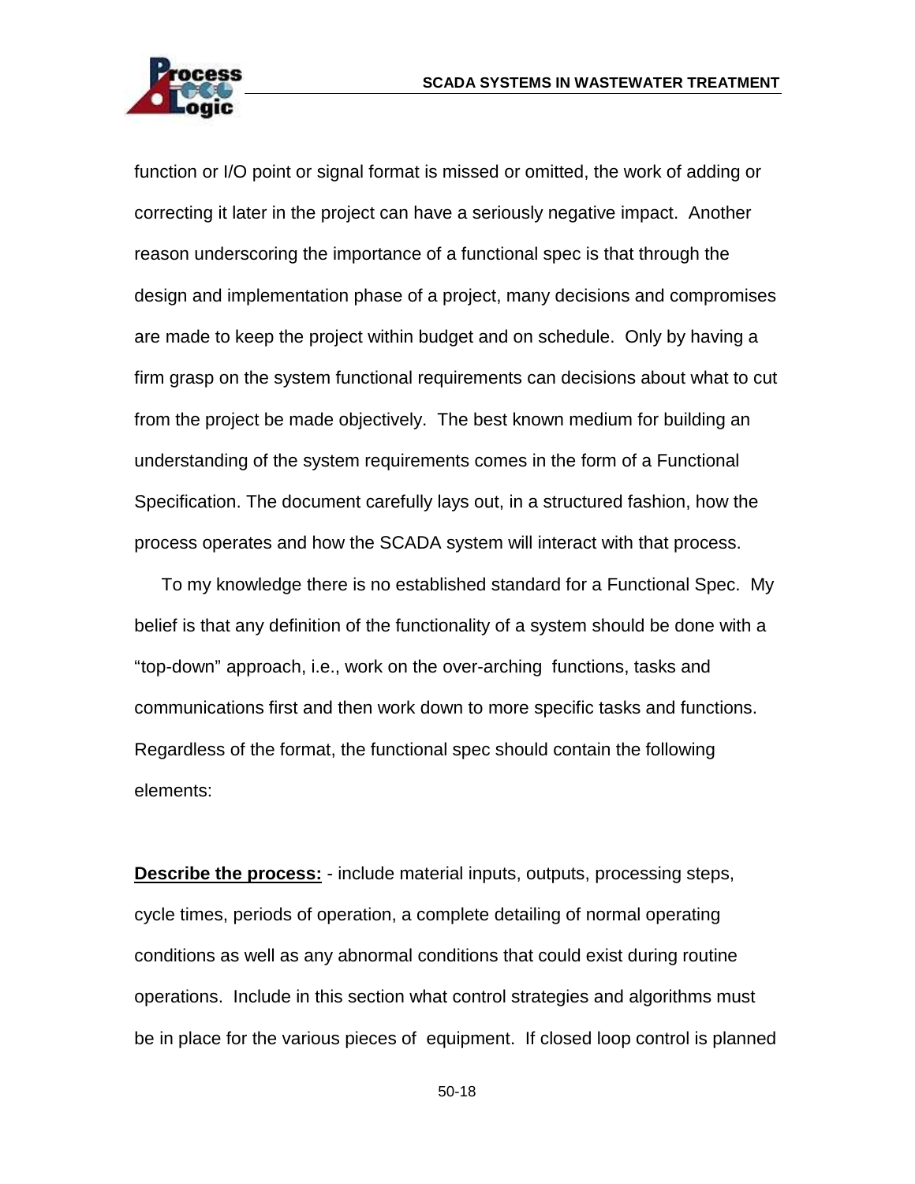function or I/O point or signal format is missed or omitted, the work of adding or correcting it later in the project can have a seriously negative impact. Another reason underscoring the importance of a functional spec is that through the design and implementation phase of a project, many decisions and compromises are made to keep the project within budget and on schedule. Only by having a firm grasp on the system functional requirements can decisions about what to cut from the project be made objectively. The best known medium for building an understanding of the system requirements comes in the form of a Functional Specification. The document carefully lays out, in a structured fashion, how the process operates and how the SCADA system will interact with that process.

To my knowledge there is no established standard for a Functional Spec. My belief is that any definition of the functionality of a system should be done with a "top-down" approach, i.e., work on the over-arching functions, tasks and communications first and then work down to more specific tasks and functions. Regardless of the format, the functional spec should contain the following elements:

**Describe the process:** - include material inputs, outputs, processing steps, cycle times, periods of operation, a complete detailing of normal operating conditions as well as any abnormal conditions that could exist during routine operations. Include in this section what control strategies and algorithms must be in place for the various pieces of equipment. If closed loop control is planned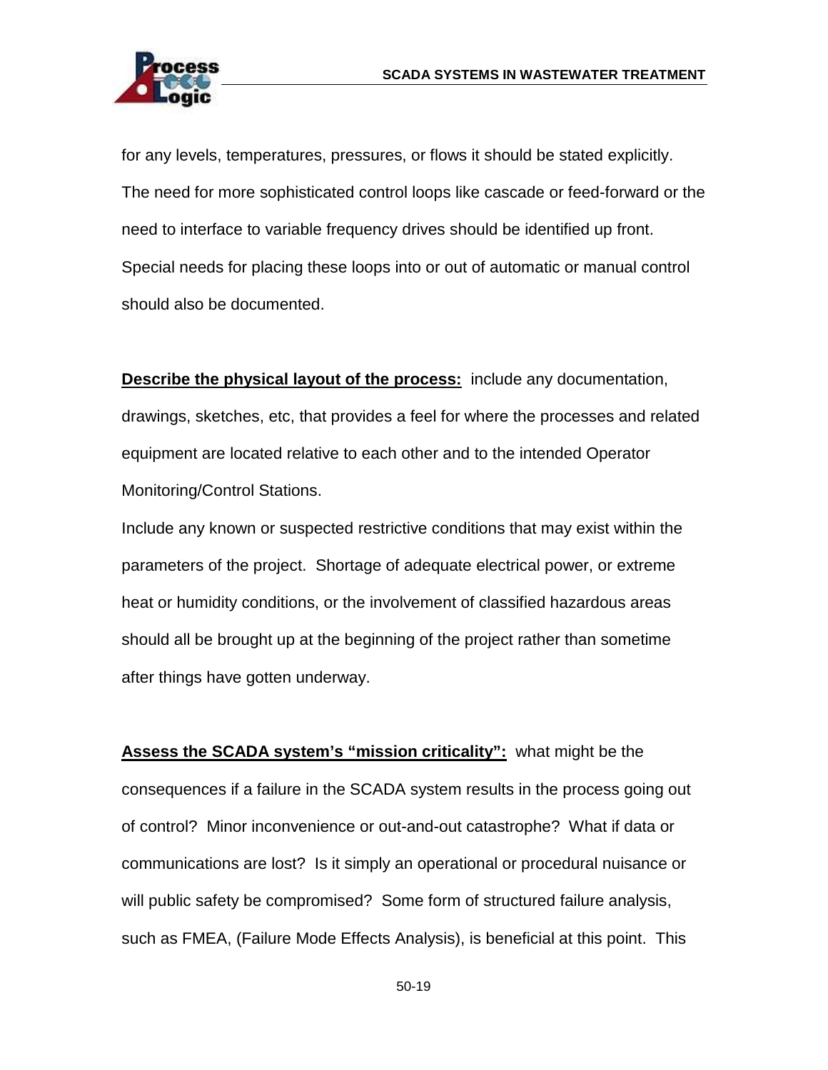for any levels, temperatures, pressures, or flows it should be stated explicitly. The need for more sophisticated control loops like cascade or feed-forward or the need to interface to variable frequency drives should be identified up front. Special needs for placing these loops into or out of automatic or manual control should also be documented.

**Describe the physical layout of the process:** include any documentation, drawings, sketches, etc, that provides a feel for where the processes and related equipment are located relative to each other and to the intended Operator Monitoring/Control Stations.

Include any known or suspected restrictive conditions that may exist within the parameters of the project. Shortage of adequate electrical power, or extreme heat or humidity conditions, or the involvement of classified hazardous areas should all be brought up at the beginning of the project rather than sometime after things have gotten underway.

**Assess the SCADA system's "mission criticality":** what might be the consequences if a failure in the SCADA system results in the process going out of control? Minor inconvenience or out-and-out catastrophe? What if data or communications are lost? Is it simply an operational or procedural nuisance or will public safety be compromised? Some form of structured failure analysis, such as FMEA, (Failure Mode Effects Analysis), is beneficial at this point. This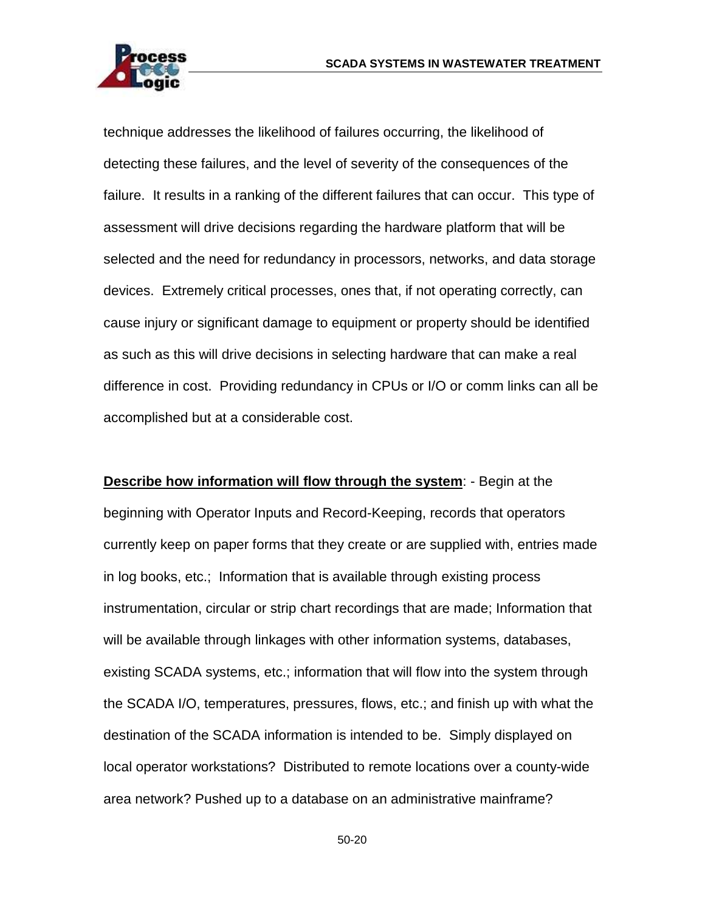technique addresses the likelihood of failures occurring, the likelihood of detecting these failures, and the level of severity of the consequences of the failure. It results in a ranking of the different failures that can occur. This type of assessment will drive decisions regarding the hardware platform that will be selected and the need for redundancy in processors, networks, and data storage devices. Extremely critical processes, ones that, if not operating correctly, can cause injury or significant damage to equipment or property should be identified as such as this will drive decisions in selecting hardware that can make a real difference in cost. Providing redundancy in CPUs or I/O or comm links can all be accomplished but at a considerable cost.

**Describe how information will flow through the system**: - Begin at the beginning with Operator Inputs and Record-Keeping, records that operators currently keep on paper forms that they create or are supplied with, entries made in log books, etc.; Information that is available through existing process instrumentation, circular or strip chart recordings that are made; Information that will be available through linkages with other information systems, databases, existing SCADA systems, etc.; information that will flow into the system through the SCADA I/O, temperatures, pressures, flows, etc.; and finish up with what the destination of the SCADA information is intended to be. Simply displayed on local operator workstations? Distributed to remote locations over a county-wide area network? Pushed up to a database on an administrative mainframe?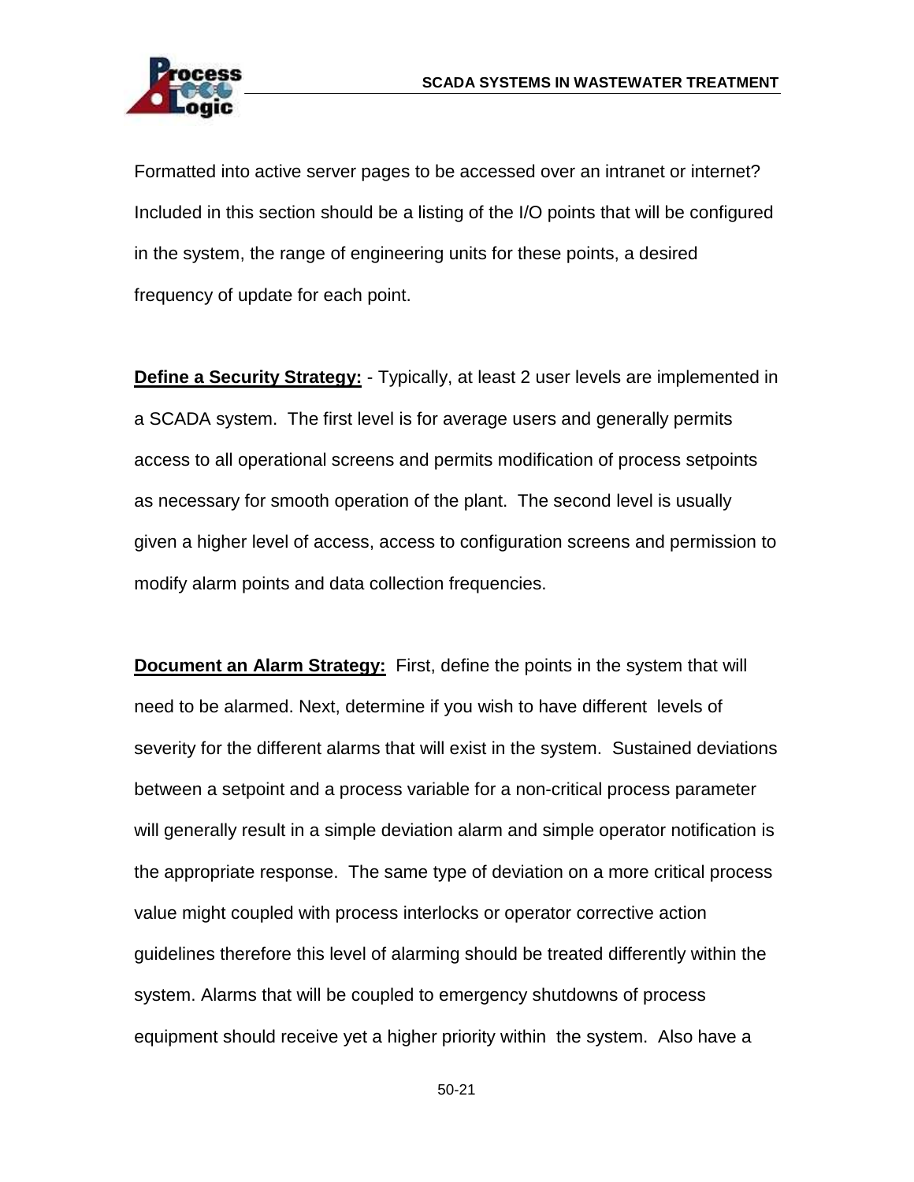Formatted into active server pages to be accessed over an intranet or internet? Included in this section should be a listing of the I/O points that will be configured in the system, the range of engineering units for these points, a desired frequency of update for each point.

**Define a Security Strategy:** - Typically, at least 2 user levels are implemented in a SCADA system. The first level is for average users and generally permits access to all operational screens and permits modification of process setpoints as necessary for smooth operation of the plant. The second level is usually given a higher level of access, access to configuration screens and permission to modify alarm points and data collection frequencies.

**Document an Alarm Strategy:** First, define the points in the system that will need to be alarmed. Next, determine if you wish to have different levels of severity for the different alarms that will exist in the system. Sustained deviations between a setpoint and a process variable for a non-critical process parameter will generally result in a simple deviation alarm and simple operator notification is the appropriate response. The same type of deviation on a more critical process value might coupled with process interlocks or operator corrective action guidelines therefore this level of alarming should be treated differently within the system. Alarms that will be coupled to emergency shutdowns of process equipment should receive yet a higher priority within the system. Also have a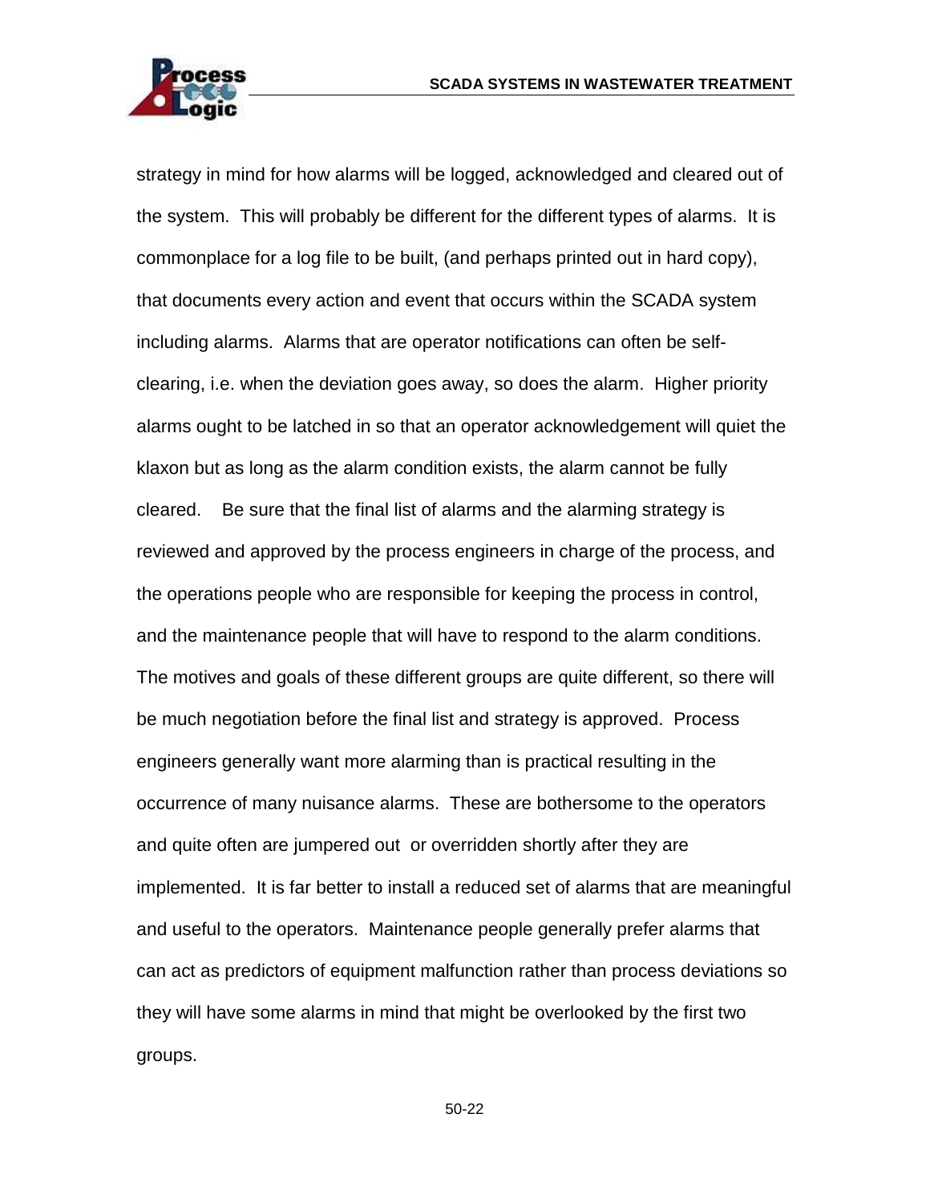strategy in mind for how alarms will be logged, acknowledged and cleared out of the system. This will probably be different for the different types of alarms. It is commonplace for a log file to be built, (and perhaps printed out in hard copy), that documents every action and event that occurs within the SCADA system including alarms. Alarms that are operator notifications can often be self-clearing, i.e. when the deviation goes away, so does the alarm. Higher priority alarms ought to be latched in so that an operator acknowledgement will quiet the klaxon but as long as the alarm condition exists, the alarm cannot be fully cleared. Be sure that the final list of alarms and the alarming strategy is reviewed and approved by the process engineers in charge of the process, and the operations people who are responsible for keeping the process in control, and the maintenance people that will have to respond to the alarm conditions. The motives and goals of these different groups are quite different, so there will be much negotiation before the final list and strategy is approved. Process engineers generally want more alarming than is practical resulting in the occurrence of many nuisance alarms. These are bothersome to the operators and quite often are jumpered out or overridden shortly after they are implemented. It is far better to install a reduced set of alarms that are meaningful and useful to the operators. Maintenance people generally prefer alarms that can act as predictors of equipment malfunction rather than process deviations so they will have some alarms in mind that might be overlooked by the first two groups.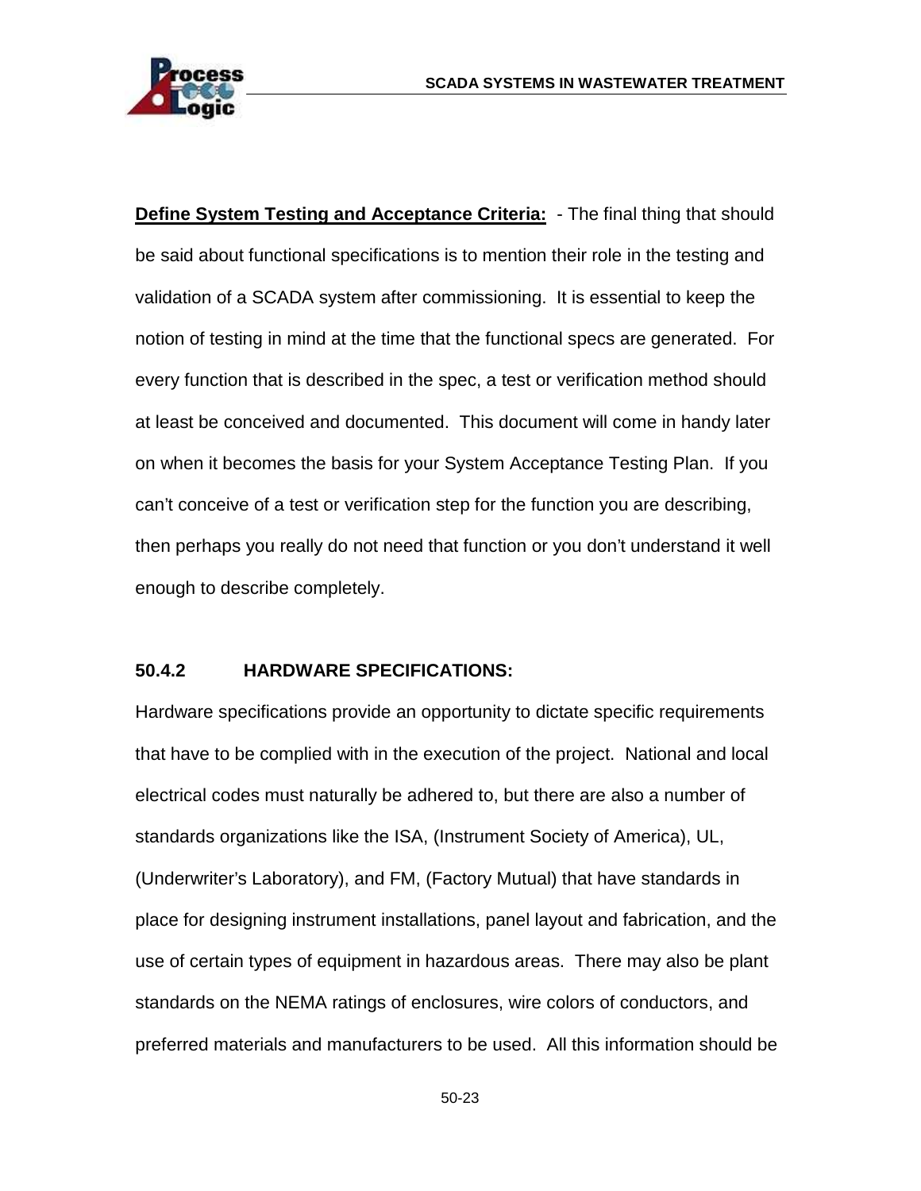**<u>Define System Testing and Acceptance Criteria:</u>** - The final thing that should be said about functional specifications is to mention their role in the testing and validation of a SCADA system after commissioning. It is essential to keep the notion of testing in mind at the time that the functional specs are generated. For every function that is described in the spec, a test or verification method should at least be conceived and documented. This document will come in handy later on when it becomes the basis for your System Acceptance Testing Plan. If you can't conceive of a test or verification step for the function you are describing, then perhaps you really do not need that function or you don't understand it well enough to describe completely.

### 50.4.2 HARDWARE SPECIFICATIONS:

Hardware specifications provide an opportunity to dictate specific requirements that have to be complied with in the execution of the project. National and local electrical codes must naturally be adhered to, but there are also a number of standards organizations like the ISA, (Instrument Society of America), UL, (Underwriter's Laboratory), and FM, (Factory Mutual) that have standards in place for designing instrument installations, panel layout and fabrication, and the use of certain types of equipment in hazardous areas. There may also be plant standards on the NEMA ratings of enclosures, wire colors of conductors, and preferred materials and manufacturers to be used. All this information should be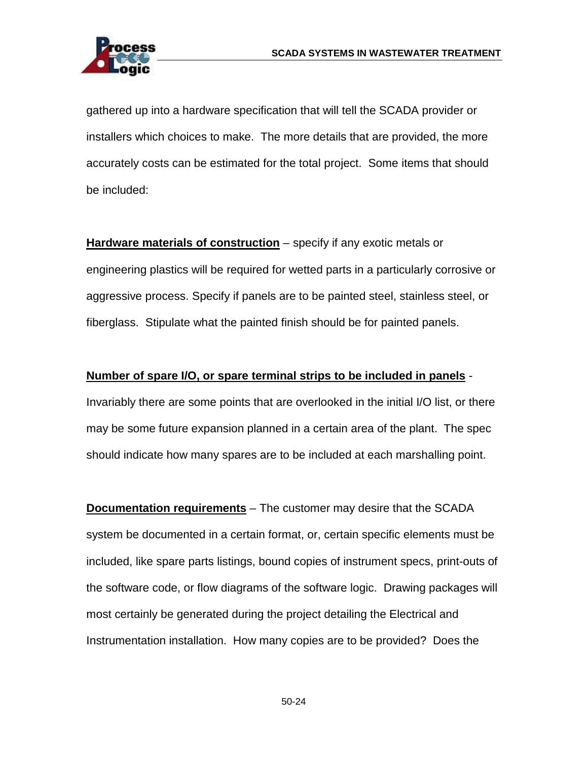gathered up into a hardware specification that will tell the SCADA provider or installers which choices to make. The more details that are provided, the more accurately costs can be estimated for the total project. Some items that should be included:

**Hardware materials of construction** – specify if any exotic metals or engineering plastics will be required for wetted parts in a particularly corrosive or aggressive process. Specify if panels are to be painted steel, stainless steel, or fiberglass. Stipulate what the painted finish should be for painted panels.

**Number of spare I/O, or spare terminal strips to be included in panels** - Invariably there are some points that are overlooked in the initial I/O list, or there may be some future expansion planned in a certain area of the plant. The spec should indicate how many spares are to be included at each marshalling point.

**Documentation requirements** – The customer may desire that the SCADA system be documented in a certain format, or, certain specific elements must be included, like spare parts listings, bound copies of instrument specs, print-outs of the software code, or flow diagrams of the software logic. Drawing packages will most certainly be generated during the project detailing the Electrical and Instrumentation installation. How many copies are to be provided? Does the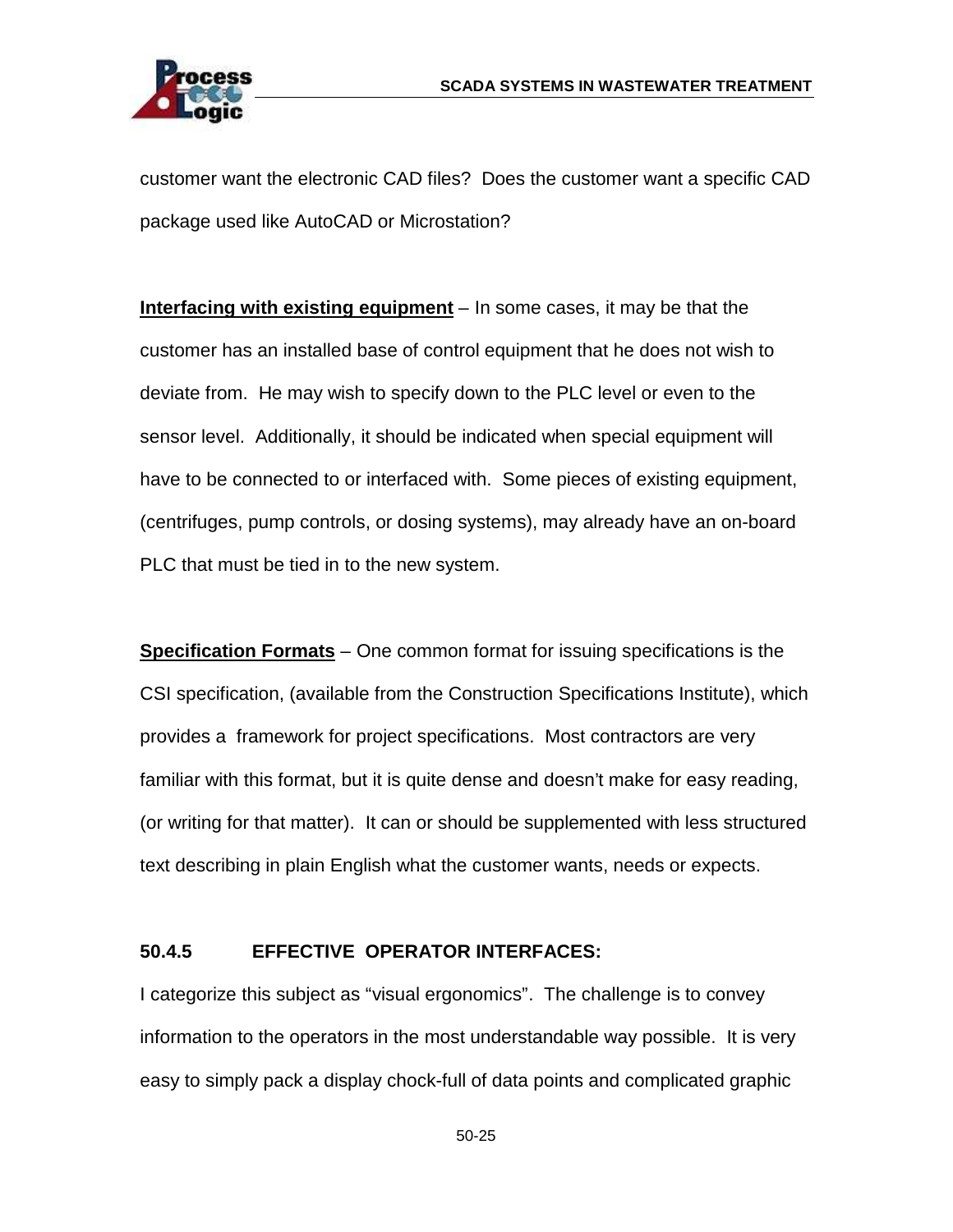customer want the electronic CAD files? Does the customer want a specific CAD package used like AutoCAD or Microstation?

**Interfacing with existing equipment** – In some cases, it may be that the customer has an installed base of control equipment that he does not wish to deviate from. He may wish to specify down to the PLC level or even to the sensor level. Additionally, it should be indicated when special equipment will have to be connected to or interfaced with. Some pieces of existing equipment, (centrifuges, pump controls, or dosing systems), may already have an on-board PLC that must be tied in to the new system.

**Specification Formats** – One common format for issuing specifications is the CSI specification, (available from the Construction Specifications Institute), which provides a framework for project specifications. Most contractors are very familiar with this format, but it is quite dense and doesn't make for easy reading, (or writing for that matter). It can or should be supplemented with less structured text describing in plain English what the customer wants, needs or expects.

### 50.4.5 EFFECTIVE OPERATOR INTERFACES:

I categorize this subject as "visual ergonomics". The challenge is to convey information to the operators in the most understandable way possible. It is very easy to simply pack a display chock-full of data points and complicated graphic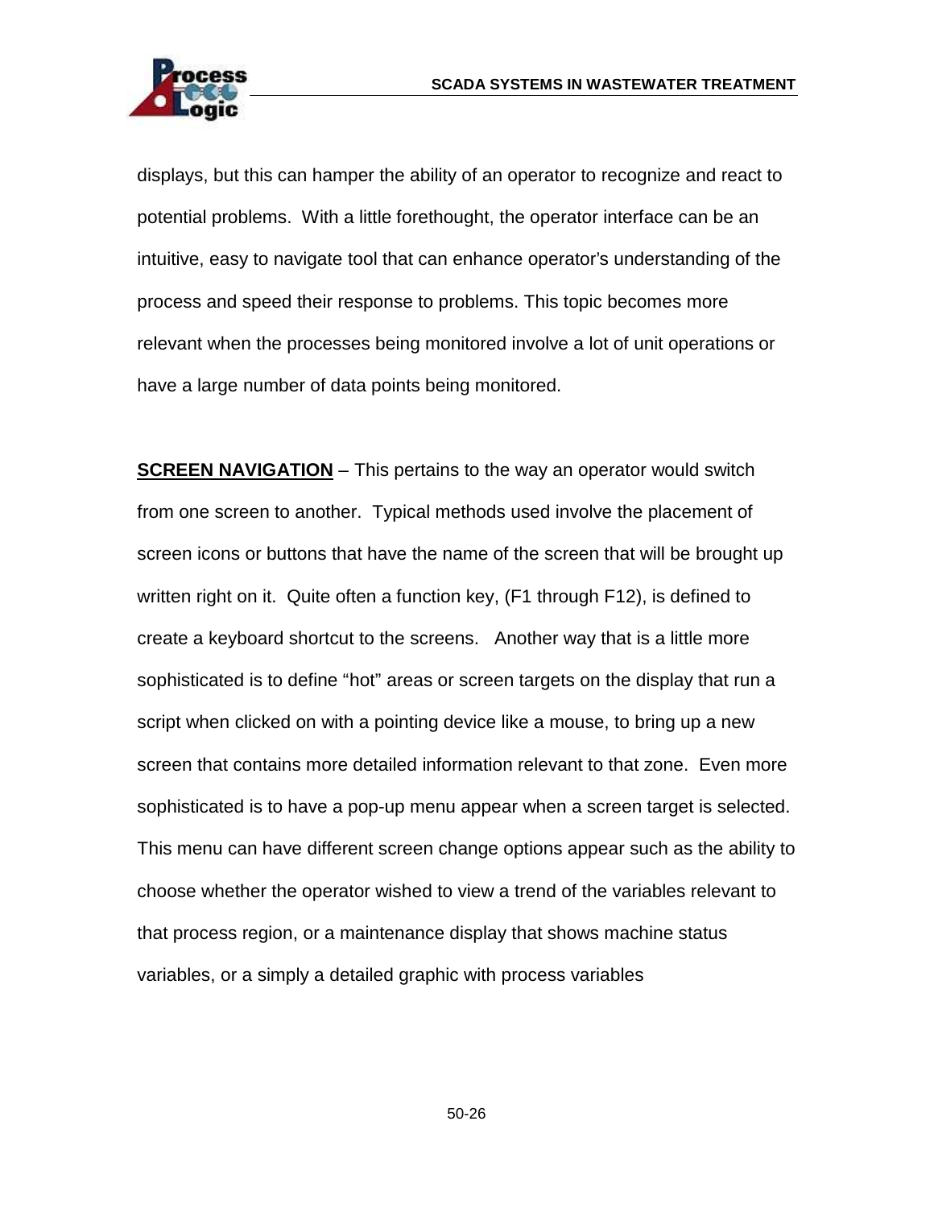displays, but this can hamper the ability of an operator to recognize and react to potential problems. With a little forethought, the operator interface can be an intuitive, easy to navigate tool that can enhance operator's understanding of the process and speed their response to problems. This topic becomes more relevant when the processes being monitored involve a lot of unit operations or have a large number of data points being monitored.

**SCREEN NAVIGATION** – This pertains to the way an operator would switch from one screen to another. Typical methods used involve the placement of screen icons or buttons that have the name of the screen that will be brought up written right on it. Quite often a function key, (F1 through F12), is defined to create a keyboard shortcut to the screens. Another way that is a little more sophisticated is to define "hot" areas or screen targets on the display that run a script when clicked on with a pointing device like a mouse, to bring up a new screen that contains more detailed information relevant to that zone. Even more sophisticated is to have a pop-up menu appear when a screen target is selected. This menu can have different screen change options appear such as the ability to choose whether the operator wished to view a trend of the variables relevant to that process region, or a maintenance display that shows machine status variables, or a simply a detailed graphic with process variables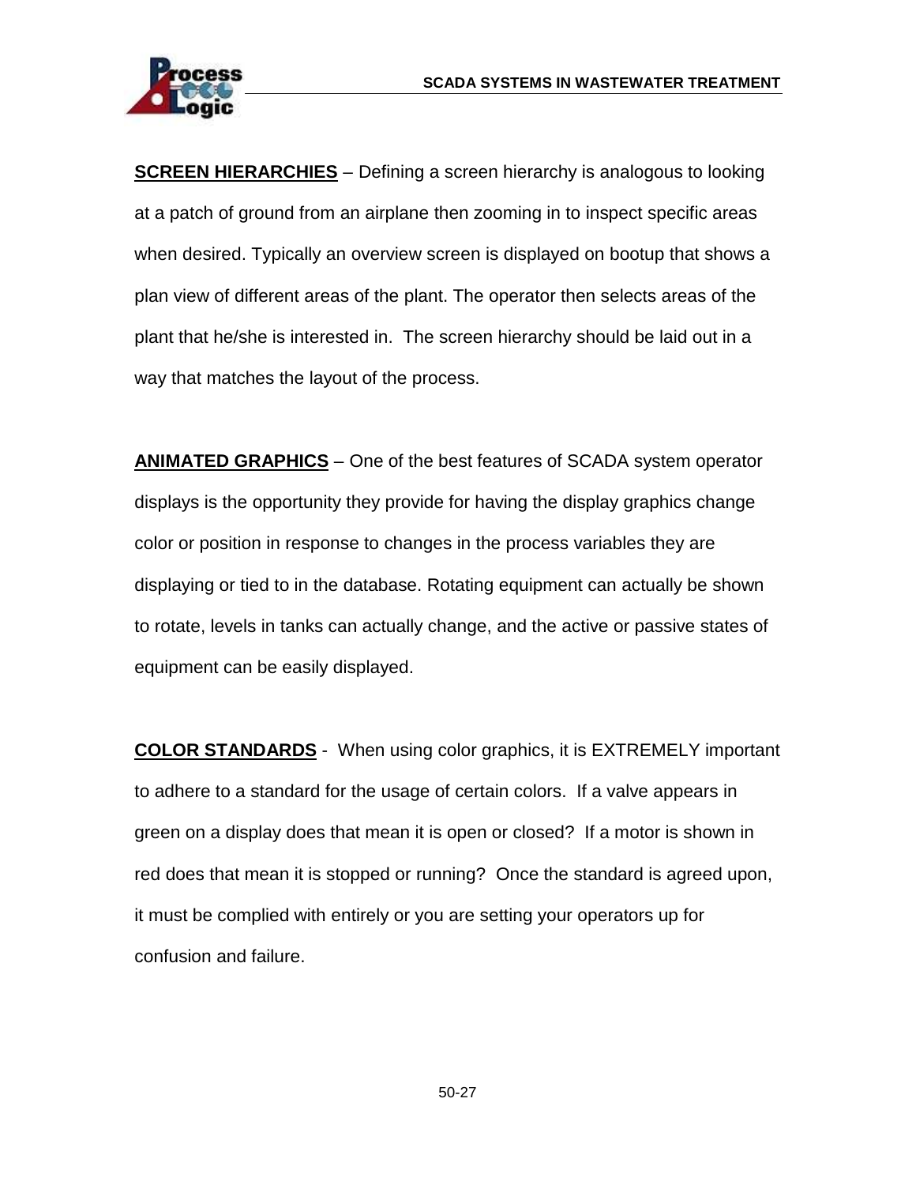**SCREEN HIERARCHIES** – Defining a screen hierarchy is analogous to looking at a patch of ground from an airplane then zooming in to inspect specific areas when desired. Typically an overview screen is displayed on bootup that shows a plan view of different areas of the plant. The operator then selects areas of the plant that he/she is interested in. The screen hierarchy should be laid out in a way that matches the layout of the process.

**ANIMATED GRAPHICS** – One of the best features of SCADA system operator displays is the opportunity they provide for having the display graphics change color or position in response to changes in the process variables they are displaying or tied to in the database. Rotating equipment can actually be shown to rotate, levels in tanks can actually change, and the active or passive states of equipment can be easily displayed.

**COLOR STANDARDS** - When using color graphics, it is EXTREMELY important to adhere to a standard for the usage of certain colors. If a valve appears in green on a display does that mean it is open or closed? If a motor is shown in red does that mean it is stopped or running? Once the standard is agreed upon, it must be complied with entirely or you are setting your operators up for confusion and failure.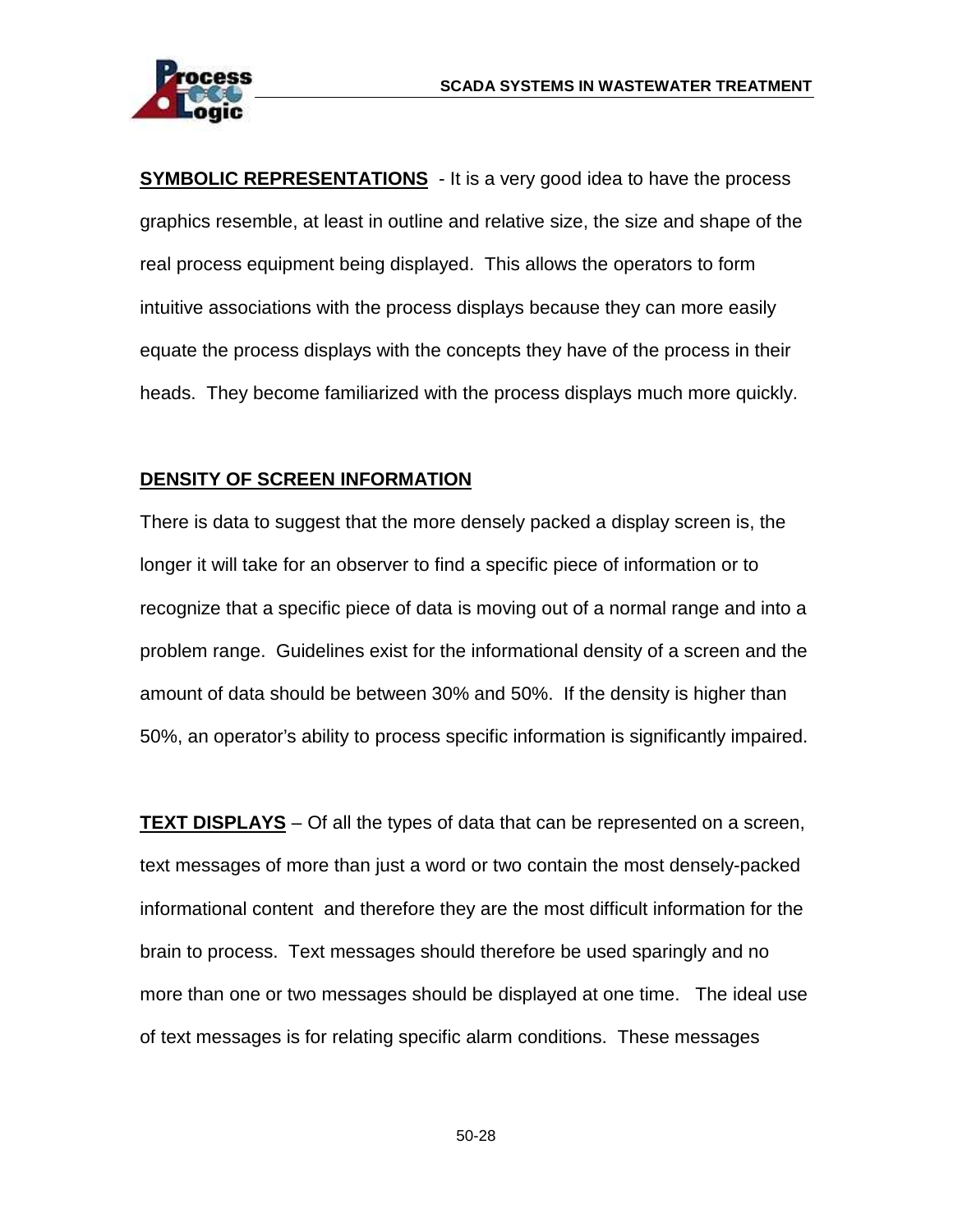**<u>SYMBOLIC REPRESENTATIONS</u>** - It is a very good idea to have the process graphics resemble, at least in outline and relative size, the size and shape of the real process equipment being displayed. This allows the operators to form intuitive associations with the process displays because they can more easily equate the process displays with the concepts they have of the process in their heads. They become familiarized with the process displays much more quickly.

**<u>DENSITY OF SCREEN INFORMATION</u>**

There is data to suggest that the more densely packed a display screen is, the longer it will take for an observer to find a specific piece of information or to recognize that a specific piece of data is moving out of a normal range and into a problem range. Guidelines exist for the informational density of a screen and the amount of data should be between 30% and 50%. If the density is higher than 50%, an operator's ability to process specific information is significantly impaired.

**<u>TEXT DISPLAYS</u>** – Of all the types of data that can be represented on a screen, text messages of more than just a word or two contain the most densely-packed informational content and therefore they are the most difficult information for the brain to process. Text messages should therefore be used sparingly and no more than one or two messages should be displayed at one time. The ideal use of text messages is for relating specific alarm conditions. These messages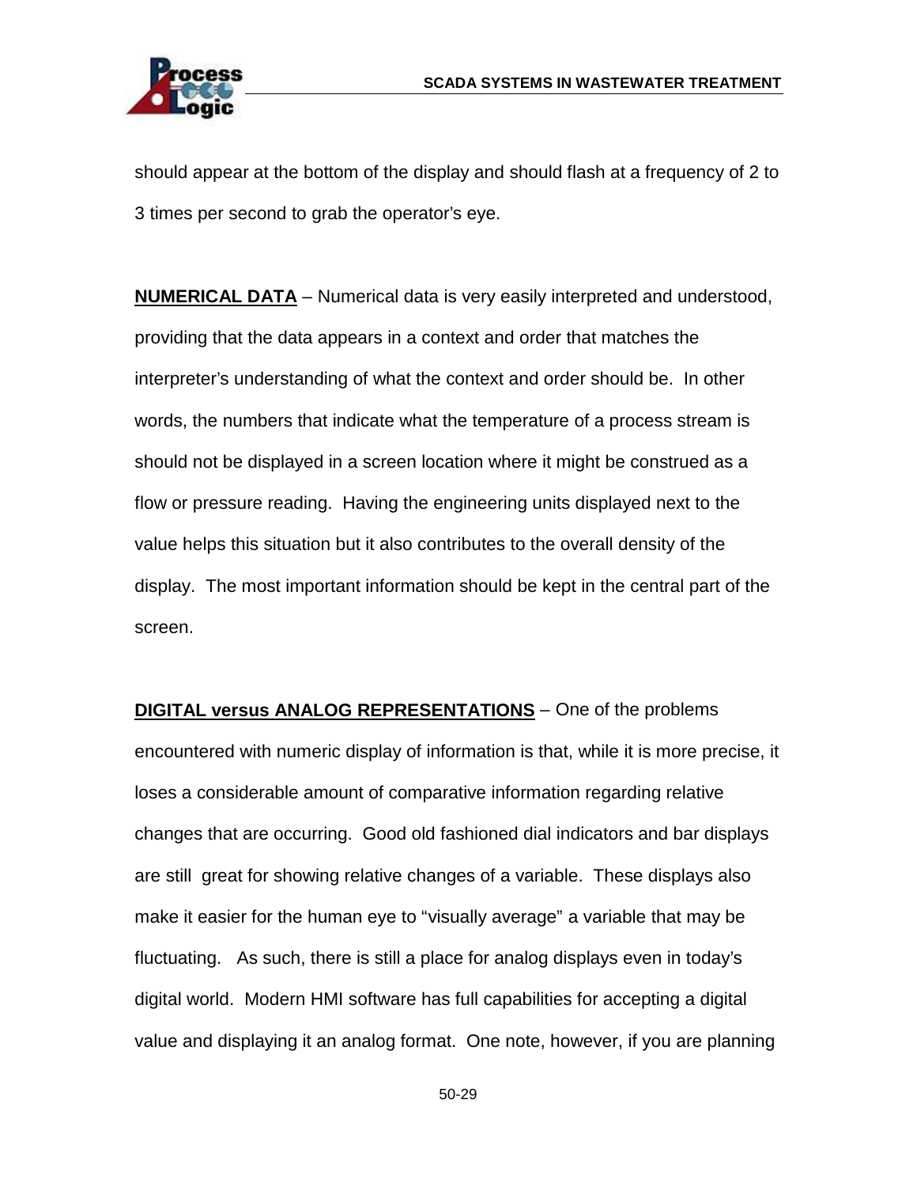should appear at the bottom of the display and should flash at a frequency of 2 to 3 times per second to grab the operator's eye.

**NUMERICAL DATA** – Numerical data is very easily interpreted and understood, providing that the data appears in a context and order that matches the interpreter's understanding of what the context and order should be. In other words, the numbers that indicate what the temperature of a process stream is should not be displayed in a screen location where it might be construed as a flow or pressure reading. Having the engineering units displayed next to the value helps this situation but it also contributes to the overall density of the display. The most important information should be kept in the central part of the screen.

**DIGITAL versus ANALOG REPRESENTATIONS** – One of the problems encountered with numeric display of information is that, while it is more precise, it loses a considerable amount of comparative information regarding relative changes that are occurring. Good old fashioned dial indicators and bar displays are still great for showing relative changes of a variable. These displays also make it easier for the human eye to "visually average" a variable that may be fluctuating. As such, there is still a place for analog displays even in today's digital world. Modern HMI software has full capabilities for accepting a digital value and displaying it an analog format. One note, however, if you are planning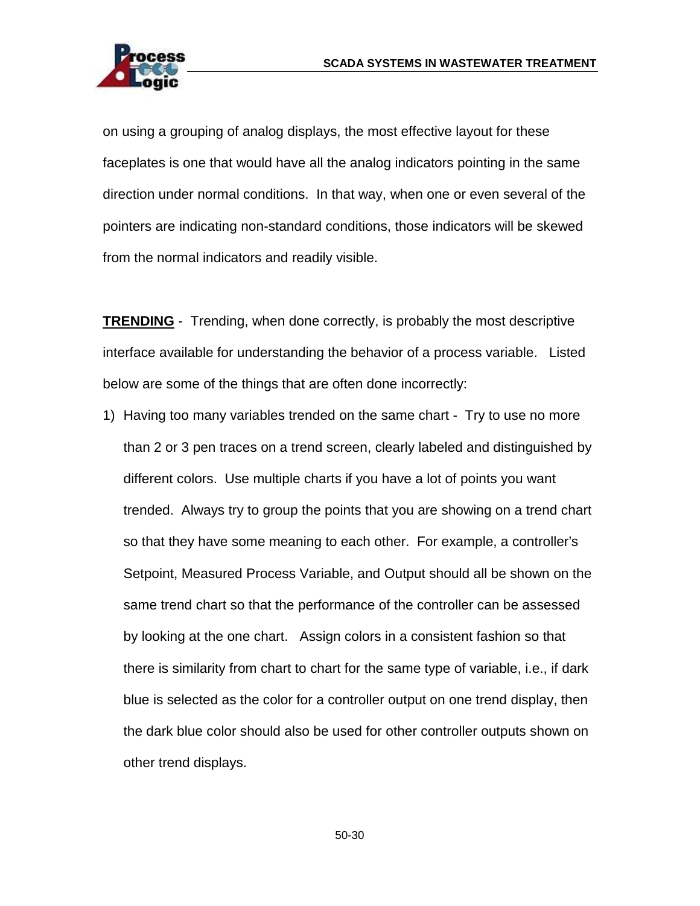on using a grouping of analog displays, the most effective layout for these faceplates is one that would have all the analog indicators pointing in the same direction under normal conditions. In that way, when one or even several of the pointers are indicating non-standard conditions, those indicators will be skewed from the normal indicators and readily visible.

**TRENDING** - Trending, when done correctly, is probably the most descriptive interface available for understanding the behavior of a process variable. Listed below are some of the things that are often done incorrectly:

1) Having too many variables trended on the same chart - Try to use no more than 2 or 3 pen traces on a trend screen, clearly labeled and distinguished by different colors. Use multiple charts if you have a lot of points you want trended. Always try to group the points that you are showing on a trend chart so that they have some meaning to each other. For example, a controller's Setpoint, Measured Process Variable, and Output should all be shown on the same trend chart so that the performance of the controller can be assessed by looking at the one chart. Assign colors in a consistent fashion so that there is similarity from chart to chart for the same type of variable, i.e., if dark blue is selected as the color for a controller output on one trend display, then the dark blue color should also be used for other controller outputs shown on other trend displays.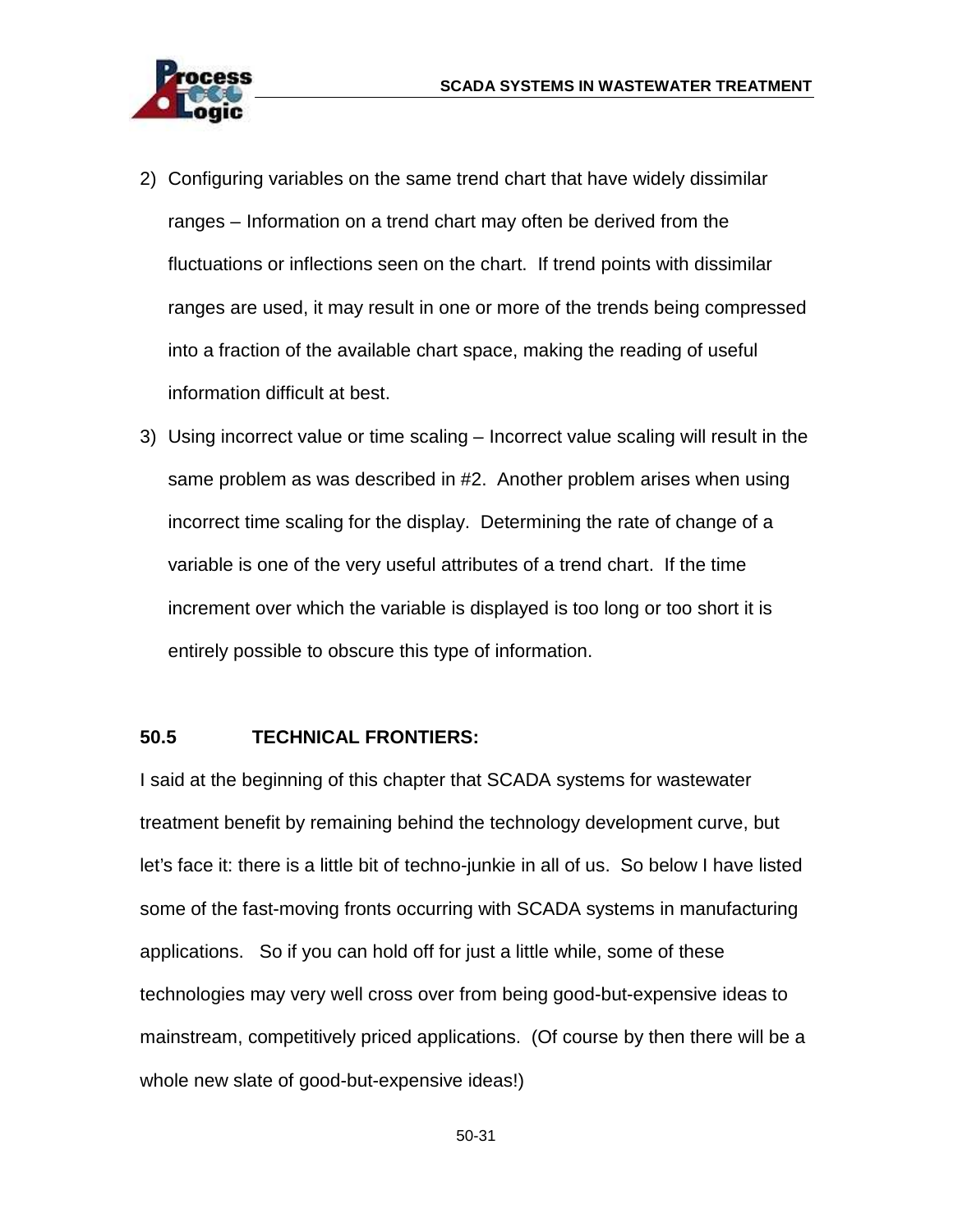2) Configuring variables on the same trend chart that have widely dissimilar ranges – Information on a trend chart may often be derived from the fluctuations or inflections seen on the chart. If trend points with dissimilar ranges are used, it may result in one or more of the trends being compressed into a fraction of the available chart space, making the reading of useful information difficult at best.

3) Using incorrect value or time scaling – Incorrect value scaling will result in the same problem as was described in #2. Another problem arises when using incorrect time scaling for the display. Determining the rate of change of a variable is one of the very useful attributes of a trend chart. If the time increment over which the variable is displayed is too long or too short it is entirely possible to obscure this type of information.

## 50.5 TECHNICAL FRONTIERS:

I said at the beginning of this chapter that SCADA systems for wastewater treatment benefit by remaining behind the technology development curve, but let's face it: there is a little bit of techno-junkie in all of us. So below I have listed some of the fast-moving fronts occurring with SCADA systems in manufacturing applications. So if you can hold off for just a little while, some of these technologies may very well cross over from being good-but-expensive ideas to mainstream, competitively priced applications. (Of course by then there will be a whole new slate of good-but-expensive ideas!)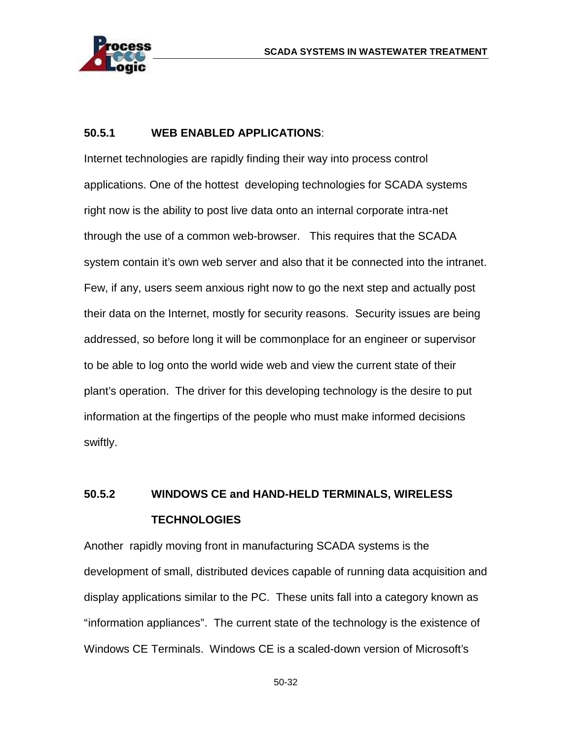### 50.5.1 WEB ENABLED APPLICATIONS:

Internet technologies are rapidly finding their way into process control applications. One of the hottest developing technologies for SCADA systems right now is the ability to post live data onto an internal corporate intra-net through the use of a common web-browser. This requires that the SCADA system contain it's own web server and also that it be connected into the intranet. Few, if any, users seem anxious right now to go the next step and actually post their data on the Internet, mostly for security reasons. Security issues are being addressed, so before long it will be commonplace for an engineer or supervisor to be able to log onto the world wide web and view the current state of their plant's operation. The driver for this developing technology is the desire to put information at the fingertips of the people who must make informed decisions swiftly.

### 50.5.2 WINDOWS CE and HAND-HELD TERMINALS, WIRELESS TECHNOLOGIES

Another rapidly moving front in manufacturing SCADA systems is the development of small, distributed devices capable of running data acquisition and display applications similar to the PC. These units fall into a category known as "information appliances". The current state of the technology is the existence of Windows CE Terminals. Windows CE is a scaled-down version of Microsoft's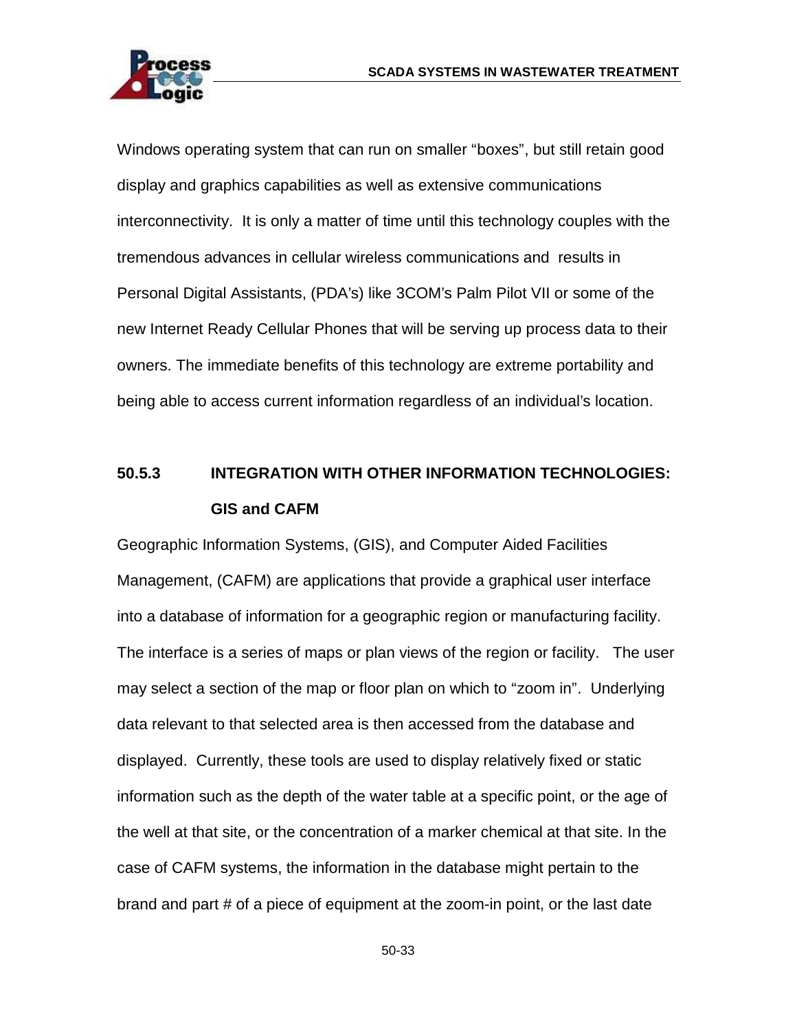Windows operating system that can run on smaller "boxes", but still retain good display and graphics capabilities as well as extensive communications interconnectivity. It is only a matter of time until this technology couples with the tremendous advances in cellular wireless communications and results in Personal Digital Assistants, (PDA's) like 3COM's Palm Pilot VII or some of the new Internet Ready Cellular Phones that will be serving up process data to their owners. The immediate benefits of this technology are extreme portability and being able to access current information regardless of an individual's location.

### 50.5.3 INTEGRATION WITH OTHER INFORMATION TECHNOLOGIES: GIS and CAFM

Geographic Information Systems, (GIS), and Computer Aided Facilities Management, (CAFM) are applications that provide a graphical user interface into a database of information for a geographic region or manufacturing facility. The interface is a series of maps or plan views of the region or facility. The user may select a section of the map or floor plan on which to "zoom in". Underlying data relevant to that selected area is then accessed from the database and displayed. Currently, these tools are used to display relatively fixed or static information such as the depth of the water table at a specific point, or the age of the well at that site, or the concentration of a marker chemical at that site. In the case of CAFM systems, the information in the database might pertain to the brand and part # of a piece of equipment at the zoom-in point, or the last date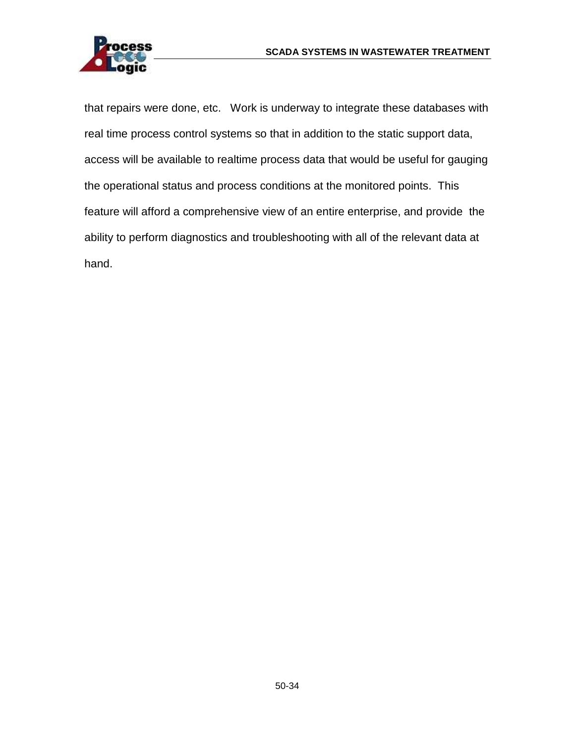that repairs were done, etc. Work is underway to integrate these databases with real time process control systems so that in addition to the static support data, access will be available to realtime process data that would be useful for gauging the operational status and process conditions at the monitored points. This feature will afford a comprehensive view of an entire enterprise, and provide the ability to perform diagnostics and troubleshooting with all of the relevant data at hand.